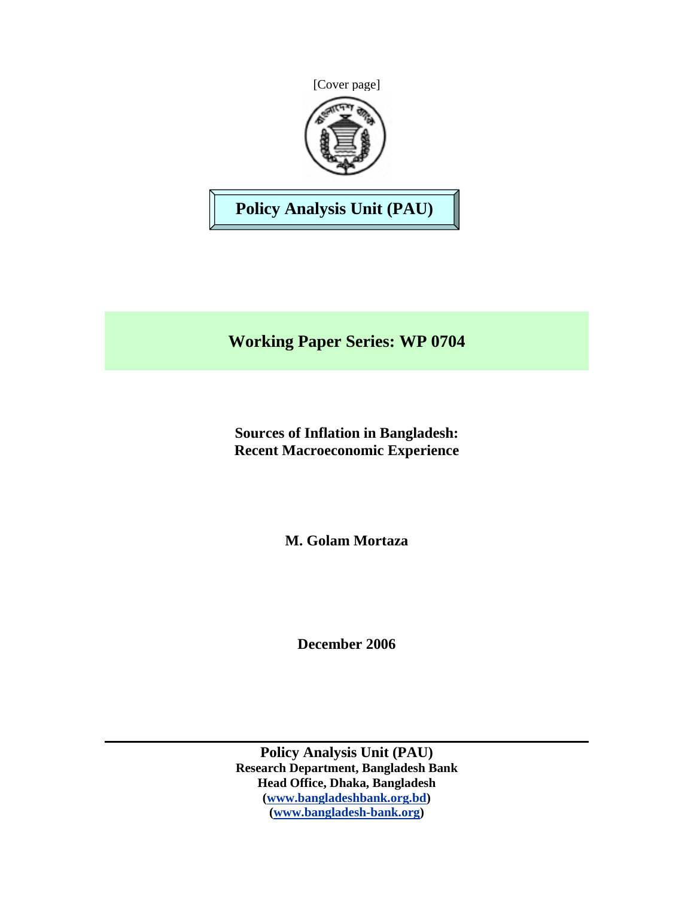[Cover page]

**Policy Analysis Unit (PAU)**

## Working Paper Series: WP 0704

# Sources of Inflation in Bangladesh: Recent Macroeconomic Experience

**M. Golam Mortaza**

**December 2006**

---

**Policy Analysis Unit (PAU)**
**Research Department, Bangladesh Bank**
**Head Office, Dhaka, Bangladesh**
**(www.bangladeshbank.org.bd)**
**(www.bangladesh-bank.org)**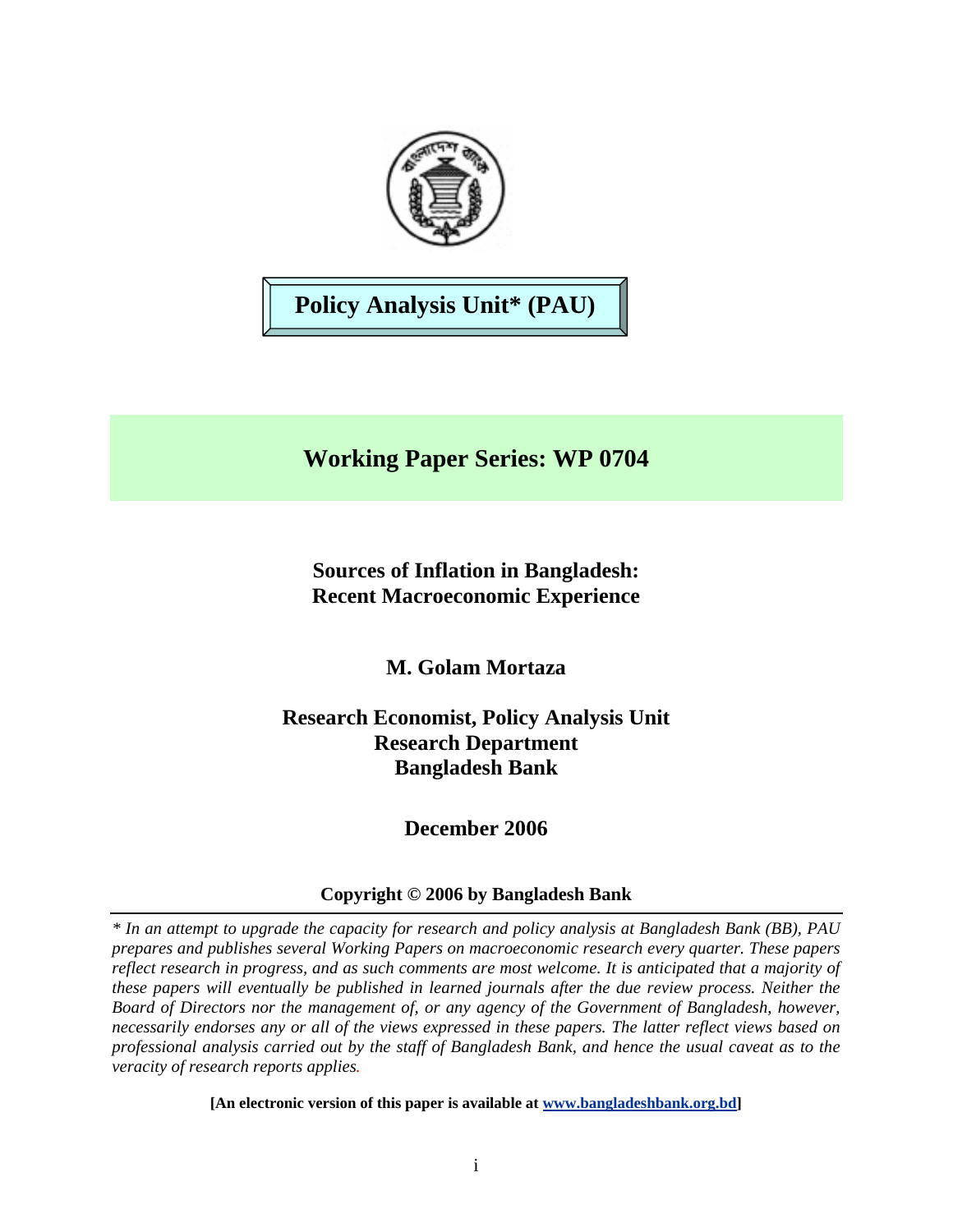**Policy Analysis Unit* (PAU)**

## Working Paper Series: WP 0704

# Sources of Inflation in Bangladesh: Recent Macroeconomic Experience

**M. Golam Mortaza**

**Research Economist, Policy Analysis Unit**
**Research Department**
**Bangladesh Bank**

**December 2006**

**Copyright © 2006 by Bangladesh Bank**

---

*\* In an attempt to upgrade the capacity for research and policy analysis at Bangladesh Bank (BB), PAU prepares and publishes several Working Papers on macroeconomic research every quarter. These papers reflect research in progress, and as such comments are most welcome. It is anticipated that a majority of these papers will eventually be published in learned journals after the due review process. Neither the Board of Directors nor the management of, or any agency of the Government of Bangladesh, however, necessarily endorses any or all of the views expressed in these papers. The latter reflect views based on professional analysis carried out by the staff of Bangladesh Bank, and hence the usual caveat as to the veracity of research reports applies.*

**[An electronic version of this paper is available at www.bangladeshbank.org.bd]**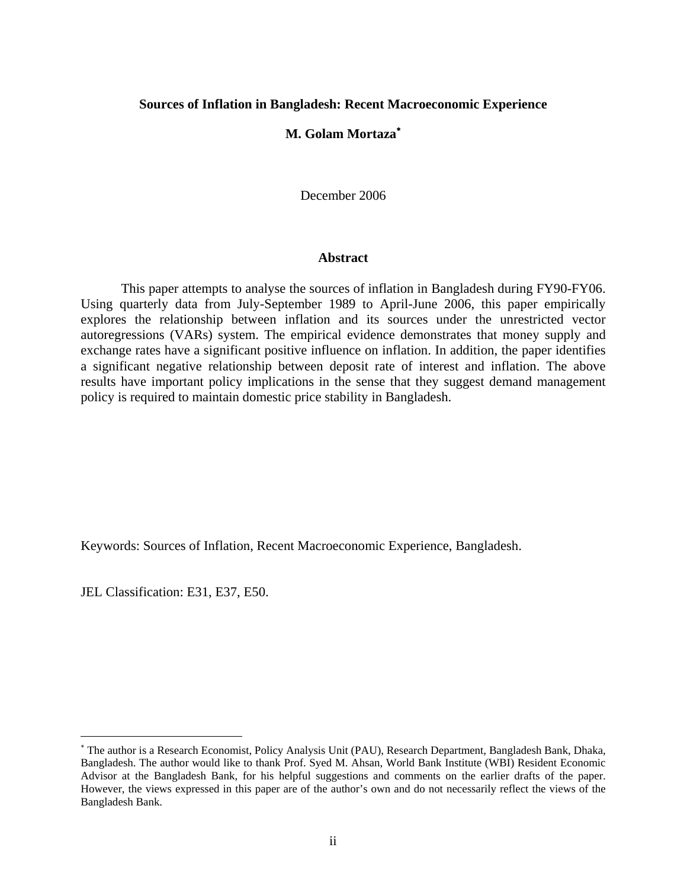# Sources of Inflation in Bangladesh: Recent Macroeconomic Experience

**M. Golam Mortaza**[*]

December 2006

## Abstract

This paper attempts to analyse the sources of inflation in Bangladesh during FY90-FY06. Using quarterly data from July-September 1989 to April-June 2006, this paper empirically explores the relationship between inflation and its sources under the unrestricted vector autoregressions (VARs) system. The empirical evidence demonstrates that money supply and exchange rates have a significant positive influence on inflation. In addition, the paper identifies a significant negative relationship between deposit rate of interest and inflation. The above results have important policy implications in the sense that they suggest demand management policy is required to maintain domestic price stability in Bangladesh.

Keywords: Sources of Inflation, Recent Macroeconomic Experience, Bangladesh.

JEL Classification: E31, E37, E50.

[*] The author is a Research Economist, Policy Analysis Unit (PAU), Research Department, Bangladesh Bank, Dhaka, Bangladesh. The author would like to thank Prof. Syed M. Ahsan, World Bank Institute (WBI) Resident Economic Advisor at the Bangladesh Bank, for his helpful suggestions and comments on the earlier drafts of the paper. However, the views expressed in this paper are of the author's own and do not necessarily reflect the views of the Bangladesh Bank.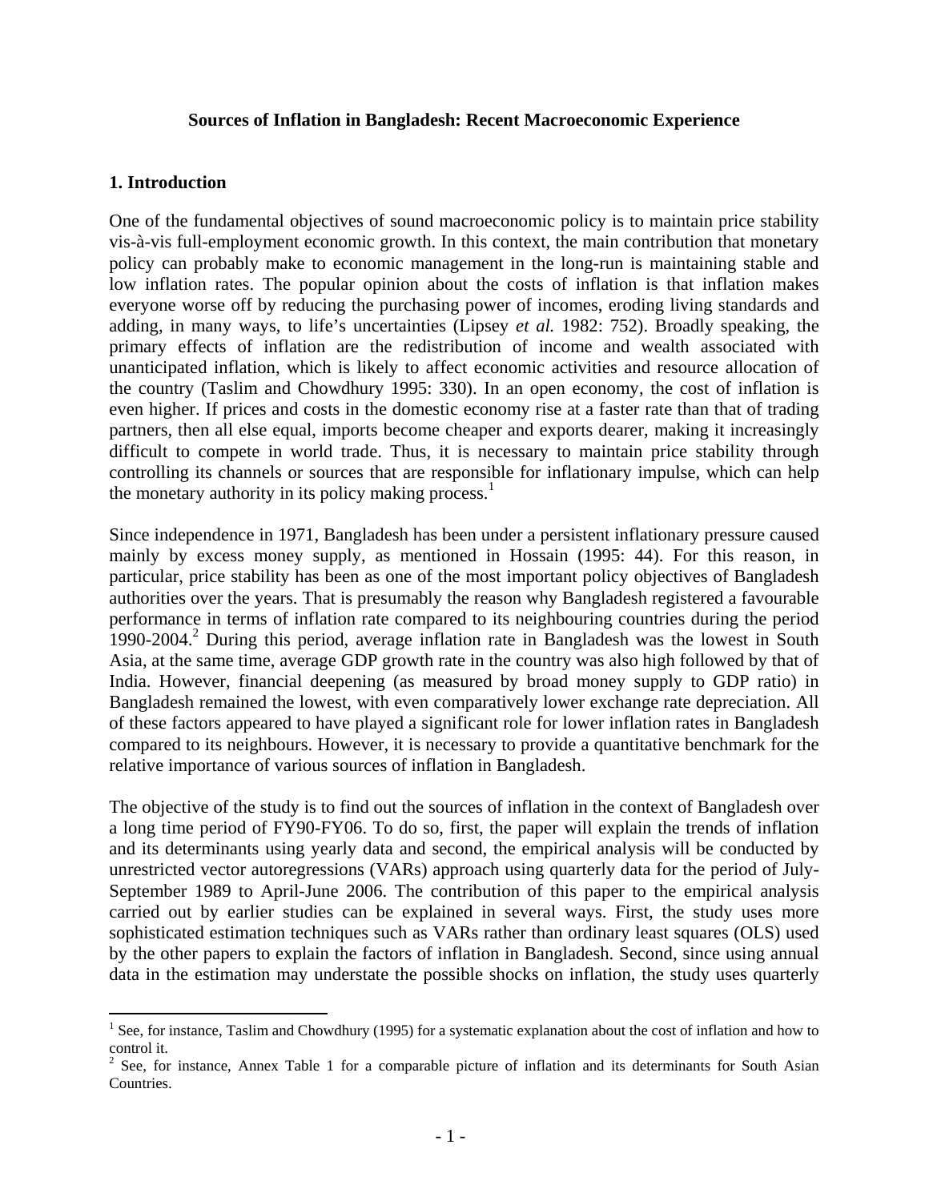**Sources of Inflation in Bangladesh: Recent Macroeconomic Experience**

## 1. Introduction

One of the fundamental objectives of sound macroeconomic policy is to maintain price stability vis-à-vis full-employment economic growth. In this context, the main contribution that monetary policy can probably make to economic management in the long-run is maintaining stable and low inflation rates. The popular opinion about the costs of inflation is that inflation makes everyone worse off by reducing the purchasing power of incomes, eroding living standards and adding, in many ways, to life's uncertainties (Lipsey *et al.* 1982: 752). Broadly speaking, the primary effects of inflation are the redistribution of income and wealth associated with unanticipated inflation, which is likely to affect economic activities and resource allocation of the country (Taslim and Chowdhury 1995: 330). In an open economy, the cost of inflation is even higher. If prices and costs in the domestic economy rise at a faster rate than that of trading partners, then all else equal, imports become cheaper and exports dearer, making it increasingly difficult to compete in world trade. Thus, it is necessary to maintain price stability through controlling its channels or sources that are responsible for inflationary impulse, which can help the monetary authority in its policy making process.[1]

Since independence in 1971, Bangladesh has been under a persistent inflationary pressure caused mainly by excess money supply, as mentioned in Hossain (1995: 44). For this reason, in particular, price stability has been as one of the most important policy objectives of Bangladesh authorities over the years. That is presumably the reason why Bangladesh registered a favourable performance in terms of inflation rate compared to its neighbouring countries during the period 1990-2004.[2] During this period, average inflation rate in Bangladesh was the lowest in South Asia, at the same time, average GDP growth rate in the country was also high followed by that of India. However, financial deepening (as measured by broad money supply to GDP ratio) in Bangladesh remained the lowest, with even comparatively lower exchange rate depreciation. All of these factors appeared to have played a significant role for lower inflation rates in Bangladesh compared to its neighbours. However, it is necessary to provide a quantitative benchmark for the relative importance of various sources of inflation in Bangladesh.

The objective of the study is to find out the sources of inflation in the context of Bangladesh over a long time period of FY90-FY06. To do so, first, the paper will explain the trends of inflation and its determinants using yearly data and second, the empirical analysis will be conducted by unrestricted vector autoregressions (VARs) approach using quarterly data for the period of July-September 1989 to April-June 2006. The contribution of this paper to the empirical analysis carried out by earlier studies can be explained in several ways. First, the study uses more sophisticated estimation techniques such as VARs rather than ordinary least squares (OLS) used by the other papers to explain the factors of inflation in Bangladesh. Second, since using annual data in the estimation may understate the possible shocks on inflation, the study uses quarterly

[1] See, for instance, Taslim and Chowdhury (1995) for a systematic explanation about the cost of inflation and how to control it.

[2] See, for instance, Annex Table 1 for a comparable picture of inflation and its determinants for South Asian Countries.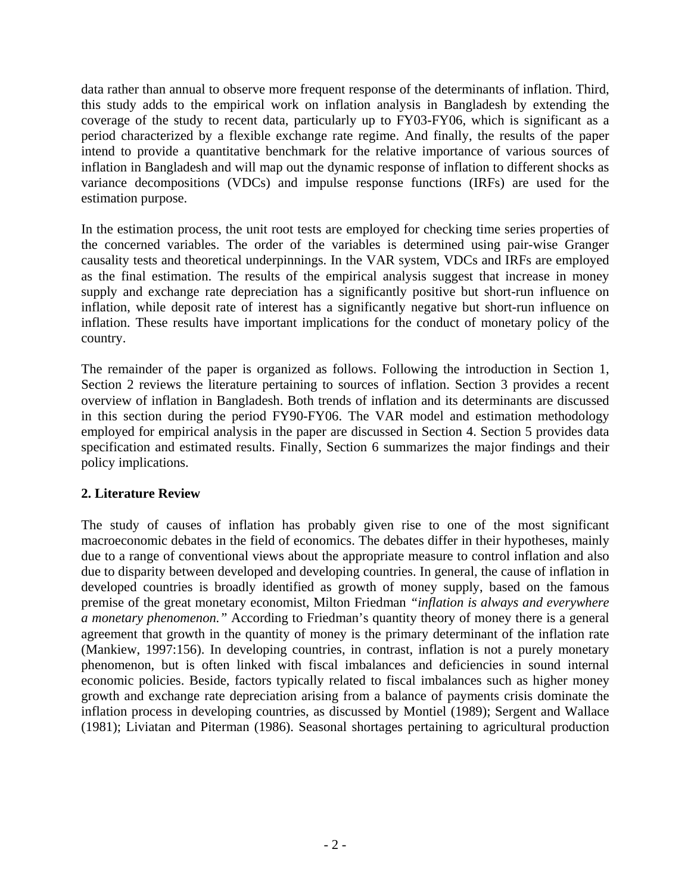data rather than annual to observe more frequent response of the determinants of inflation. Third, this study adds to the empirical work on inflation analysis in Bangladesh by extending the coverage of the study to recent data, particularly up to FY03-FY06, which is significant as a period characterized by a flexible exchange rate regime. And finally, the results of the paper intend to provide a quantitative benchmark for the relative importance of various sources of inflation in Bangladesh and will map out the dynamic response of inflation to different shocks as variance decompositions (VDCs) and impulse response functions (IRFs) are used for the estimation purpose.

In the estimation process, the unit root tests are employed for checking time series properties of the concerned variables. The order of the variables is determined using pair-wise Granger causality tests and theoretical underpinnings. In the VAR system, VDCs and IRFs are employed as the final estimation. The results of the empirical analysis suggest that increase in money supply and exchange rate depreciation has a significantly positive but short-run influence on inflation, while deposit rate of interest has a significantly negative but short-run influence on inflation. These results have important implications for the conduct of monetary policy of the country.

The remainder of the paper is organized as follows. Following the introduction in Section 1, Section 2 reviews the literature pertaining to sources of inflation. Section 3 provides a recent overview of inflation in Bangladesh. Both trends of inflation and its determinants are discussed in this section during the period FY90-FY06. The VAR model and estimation methodology employed for empirical analysis in the paper are discussed in Section 4. Section 5 provides data specification and estimated results. Finally, Section 6 summarizes the major findings and their policy implications.

## 2. Literature Review

The study of causes of inflation has probably given rise to one of the most significant macroeconomic debates in the field of economics. The debates differ in their hypotheses, mainly due to a range of conventional views about the appropriate measure to control inflation and also due to disparity between developed and developing countries. In general, the cause of inflation in developed countries is broadly identified as growth of money supply, based on the famous premise of the great monetary economist, Milton Friedman *"inflation is always and everywhere a monetary phenomenon."* According to Friedman's quantity theory of money there is a general agreement that growth in the quantity of money is the primary determinant of the inflation rate (Mankiew, 1997:156). In developing countries, in contrast, inflation is not a purely monetary phenomenon, but is often linked with fiscal imbalances and deficiencies in sound internal economic policies. Beside, factors typically related to fiscal imbalances such as higher money growth and exchange rate depreciation arising from a balance of payments crisis dominate the inflation process in developing countries, as discussed by Montiel (1989); Sergent and Wallace (1981); Liviatan and Piterman (1986). Seasonal shortages pertaining to agricultural production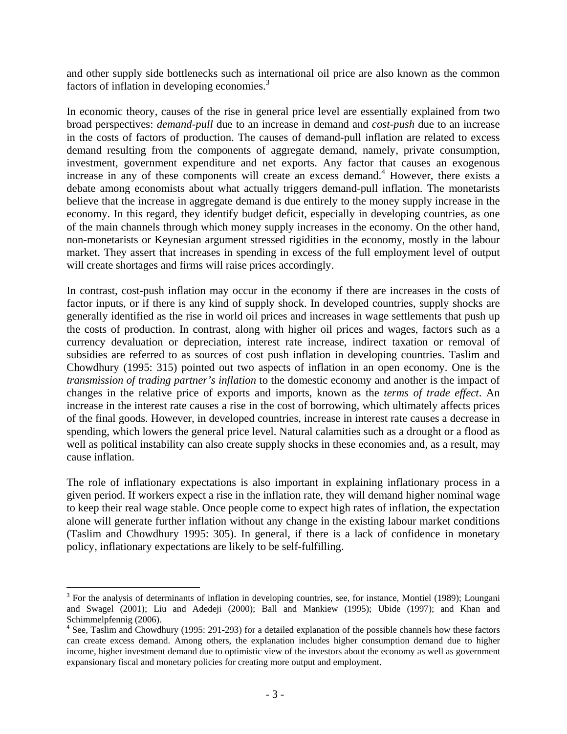and other supply side bottlenecks such as international oil price are also known as the common factors of inflation in developing economies.[3]

In economic theory, causes of the rise in general price level are essentially explained from two broad perspectives: *demand-pull* due to an increase in demand and *cost-push* due to an increase in the costs of factors of production. The causes of demand-pull inflation are related to excess demand resulting from the components of aggregate demand, namely, private consumption, investment, government expenditure and net exports. Any factor that causes an exogenous increase in any of these components will create an excess demand.[4] However, there exists a debate among economists about what actually triggers demand-pull inflation. The monetarists believe that the increase in aggregate demand is due entirely to the money supply increase in the economy. In this regard, they identify budget deficit, especially in developing countries, as one of the main channels through which money supply increases in the economy. On the other hand, non-monetarists or Keynesian argument stressed rigidities in the economy, mostly in the labour market. They assert that increases in spending in excess of the full employment level of output will create shortages and firms will raise prices accordingly.

In contrast, cost-push inflation may occur in the economy if there are increases in the costs of factor inputs, or if there is any kind of supply shock. In developed countries, supply shocks are generally identified as the rise in world oil prices and increases in wage settlements that push up the costs of production. In contrast, along with higher oil prices and wages, factors such as a currency devaluation or depreciation, interest rate increase, indirect taxation or removal of subsidies are referred to as sources of cost push inflation in developing countries. Taslim and Chowdhury (1995: 315) pointed out two aspects of inflation in an open economy. One is the *transmission of trading partner's inflation* to the domestic economy and another is the impact of changes in the relative price of exports and imports, known as the *terms of trade effect*. An increase in the interest rate causes a rise in the cost of borrowing, which ultimately affects prices of the final goods. However, in developed countries, increase in interest rate causes a decrease in spending, which lowers the general price level. Natural calamities such as a drought or a flood as well as political instability can also create supply shocks in these economies and, as a result, may cause inflation.

The role of inflationary expectations is also important in explaining inflationary process in a given period. If workers expect a rise in the inflation rate, they will demand higher nominal wage to keep their real wage stable. Once people come to expect high rates of inflation, the expectation alone will generate further inflation without any change in the existing labour market conditions (Taslim and Chowdhury 1995: 305). In general, if there is a lack of confidence in monetary policy, inflationary expectations are likely to be self-fulfilling.

---

[3] For the analysis of determinants of inflation in developing countries, see, for instance, Montiel (1989); Loungani and Swagel (2001); Liu and Adedeji (2000); Ball and Mankiew (1995); Ubide (1997); and Khan and Schimmelpfennig (2006).

[4] See, Taslim and Chowdhury (1995: 291-293) for a detailed explanation of the possible channels how these factors can create excess demand. Among others, the explanation includes higher consumption demand due to higher income, higher investment demand due to optimistic view of the investors about the economy as well as government expansionary fiscal and monetary policies for creating more output and employment.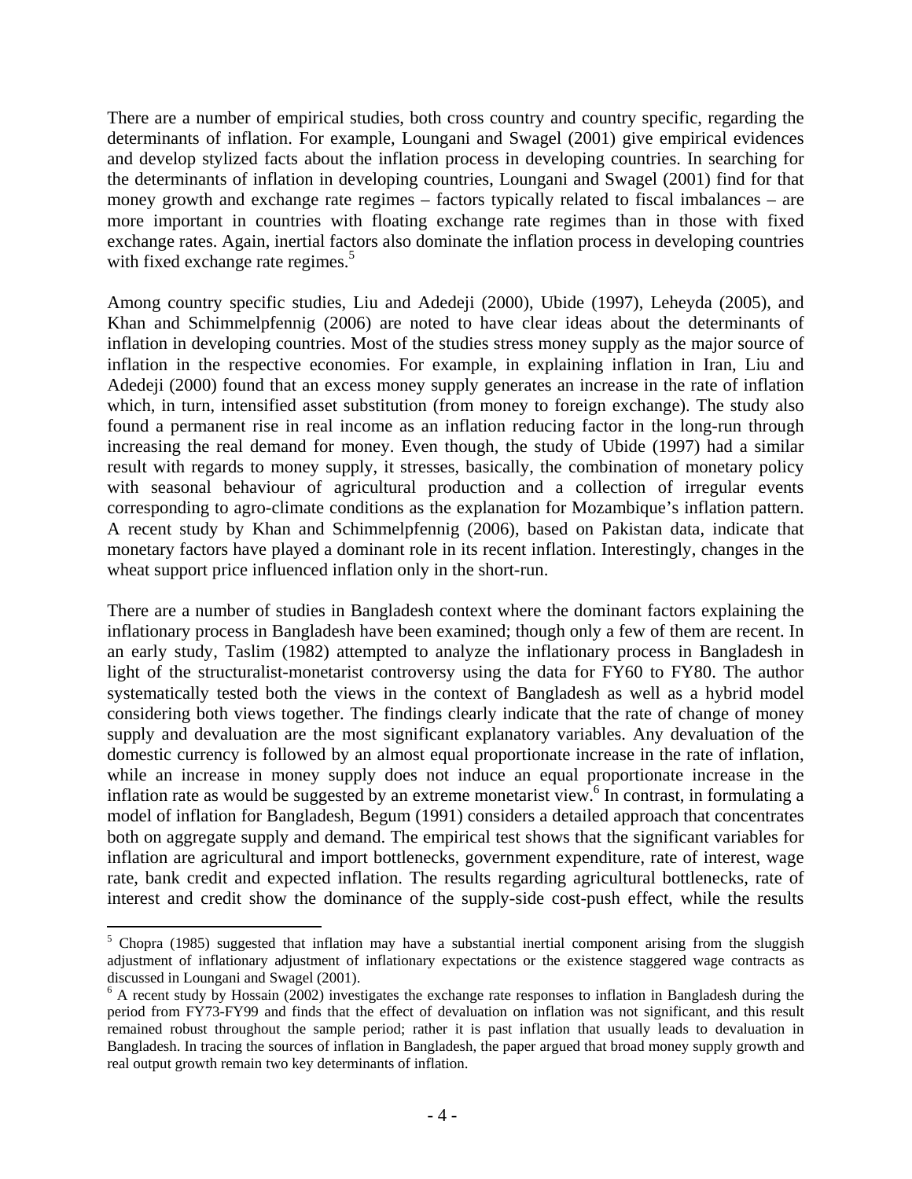There are a number of empirical studies, both cross country and country specific, regarding the determinants of inflation. For example, Loungani and Swagel (2001) give empirical evidences and develop stylized facts about the inflation process in developing countries. In searching for the determinants of inflation in developing countries, Loungani and Swagel (2001) find for that money growth and exchange rate regimes – factors typically related to fiscal imbalances – are more important in countries with floating exchange rate regimes than in those with fixed exchange rates. Again, inertial factors also dominate the inflation process in developing countries with fixed exchange rate regimes.[5]

Among country specific studies, Liu and Adedeji (2000), Ubide (1997), Leheyda (2005), and Khan and Schimmelpfennig (2006) are noted to have clear ideas about the determinants of inflation in developing countries. Most of the studies stress money supply as the major source of inflation in the respective economies. For example, in explaining inflation in Iran, Liu and Adedeji (2000) found that an excess money supply generates an increase in the rate of inflation which, in turn, intensified asset substitution (from money to foreign exchange). The study also found a permanent rise in real income as an inflation reducing factor in the long-run through increasing the real demand for money. Even though, the study of Ubide (1997) had a similar result with regards to money supply, it stresses, basically, the combination of monetary policy with seasonal behaviour of agricultural production and a collection of irregular events corresponding to agro-climate conditions as the explanation for Mozambique's inflation pattern. A recent study by Khan and Schimmelpfennig (2006), based on Pakistan data, indicate that monetary factors have played a dominant role in its recent inflation. Interestingly, changes in the wheat support price influenced inflation only in the short-run.

There are a number of studies in Bangladesh context where the dominant factors explaining the inflationary process in Bangladesh have been examined; though only a few of them are recent. In an early study, Taslim (1982) attempted to analyze the inflationary process in Bangladesh in light of the structuralist-monetarist controversy using the data for FY60 to FY80. The author systematically tested both the views in the context of Bangladesh as well as a hybrid model considering both views together. The findings clearly indicate that the rate of change of money supply and devaluation are the most significant explanatory variables. Any devaluation of the domestic currency is followed by an almost equal proportionate increase in the rate of inflation, while an increase in money supply does not induce an equal proportionate increase in the inflation rate as would be suggested by an extreme monetarist view.[6] In contrast, in formulating a model of inflation for Bangladesh, Begum (1991) considers a detailed approach that concentrates both on aggregate supply and demand. The empirical test shows that the significant variables for inflation are agricultural and import bottlenecks, government expenditure, rate of interest, wage rate, bank credit and expected inflation. The results regarding agricultural bottlenecks, rate of interest and credit show the dominance of the supply-side cost-push effect, while the results

---

[5] Chopra (1985) suggested that inflation may have a substantial inertial component arising from the sluggish adjustment of inflationary adjustment of inflationary expectations or the existence staggered wage contracts as discussed in Loungani and Swagel (2001).

[6] A recent study by Hossain (2002) investigates the exchange rate responses to inflation in Bangladesh during the period from FY73-FY99 and finds that the effect of devaluation on inflation was not significant, and this result remained robust throughout the sample period; rather it is past inflation that usually leads to devaluation in Bangladesh. In tracing the sources of inflation in Bangladesh, the paper argued that broad money supply growth and real output growth remain two key determinants of inflation.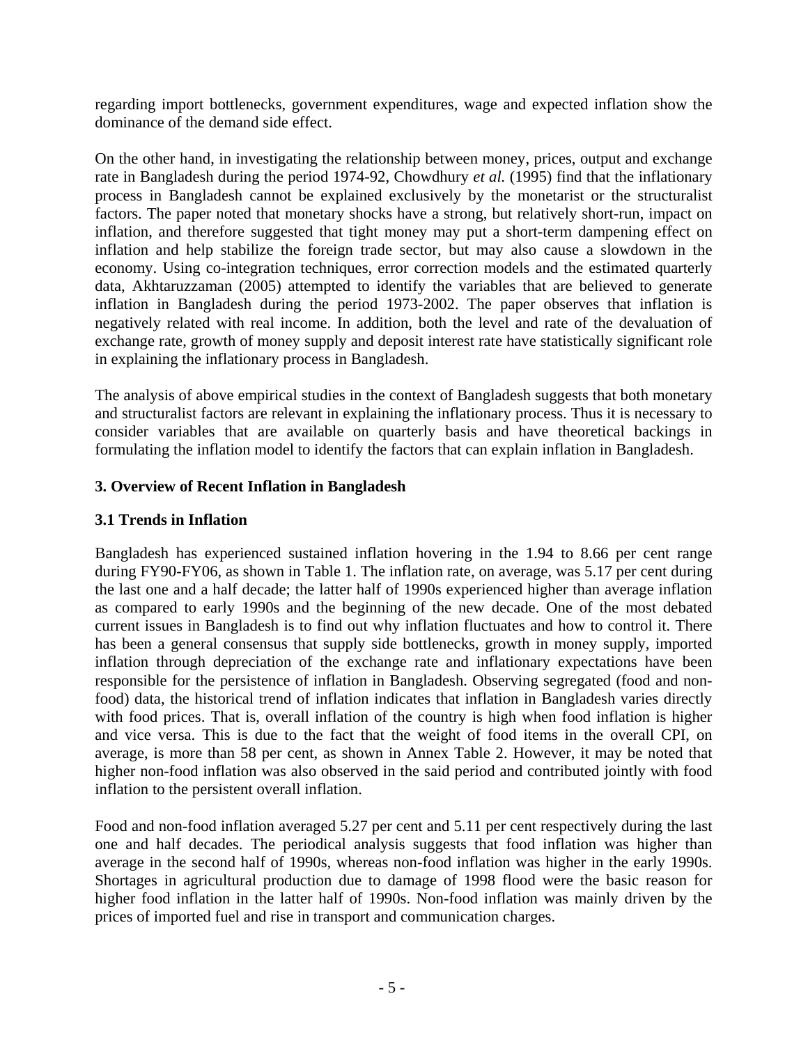regarding import bottlenecks, government expenditures, wage and expected inflation show the dominance of the demand side effect.

On the other hand, in investigating the relationship between money, prices, output and exchange rate in Bangladesh during the period 1974-92, Chowdhury *et al.* (1995) find that the inflationary process in Bangladesh cannot be explained exclusively by the monetarist or the structuralist factors. The paper noted that monetary shocks have a strong, but relatively short-run, impact on inflation, and therefore suggested that tight money may put a short-term dampening effect on inflation and help stabilize the foreign trade sector, but may also cause a slowdown in the economy. Using co-integration techniques, error correction models and the estimated quarterly data, Akhtaruzzaman (2005) attempted to identify the variables that are believed to generate inflation in Bangladesh during the period 1973-2002. The paper observes that inflation is negatively related with real income. In addition, both the level and rate of the devaluation of exchange rate, growth of money supply and deposit interest rate have statistically significant role in explaining the inflationary process in Bangladesh.

The analysis of above empirical studies in the context of Bangladesh suggests that both monetary and structuralist factors are relevant in explaining the inflationary process. Thus it is necessary to consider variables that are available on quarterly basis and have theoretical backings in formulating the inflation model to identify the factors that can explain inflation in Bangladesh.

## 3. Overview of Recent Inflation in Bangladesh

### 3.1 Trends in Inflation

Bangladesh has experienced sustained inflation hovering in the 1.94 to 8.66 per cent range during FY90-FY06, as shown in Table 1. The inflation rate, on average, was 5.17 per cent during the last one and a half decade; the latter half of 1990s experienced higher than average inflation as compared to early 1990s and the beginning of the new decade. One of the most debated current issues in Bangladesh is to find out why inflation fluctuates and how to control it. There has been a general consensus that supply side bottlenecks, growth in money supply, imported inflation through depreciation of the exchange rate and inflationary expectations have been responsible for the persistence of inflation in Bangladesh. Observing segregated (food and non-food) data, the historical trend of inflation indicates that inflation in Bangladesh varies directly with food prices. That is, overall inflation of the country is high when food inflation is higher and vice versa. This is due to the fact that the weight of food items in the overall CPI, on average, is more than 58 per cent, as shown in Annex Table 2. However, it may be noted that higher non-food inflation was also observed in the said period and contributed jointly with food inflation to the persistent overall inflation.

Food and non-food inflation averaged 5.27 per cent and 5.11 per cent respectively during the last one and half decades. The periodical analysis suggests that food inflation was higher than average in the second half of 1990s, whereas non-food inflation was higher in the early 1990s. Shortages in agricultural production due to damage of 1998 flood were the basic reason for higher food inflation in the latter half of 1990s. Non-food inflation was mainly driven by the prices of imported fuel and rise in transport and communication charges.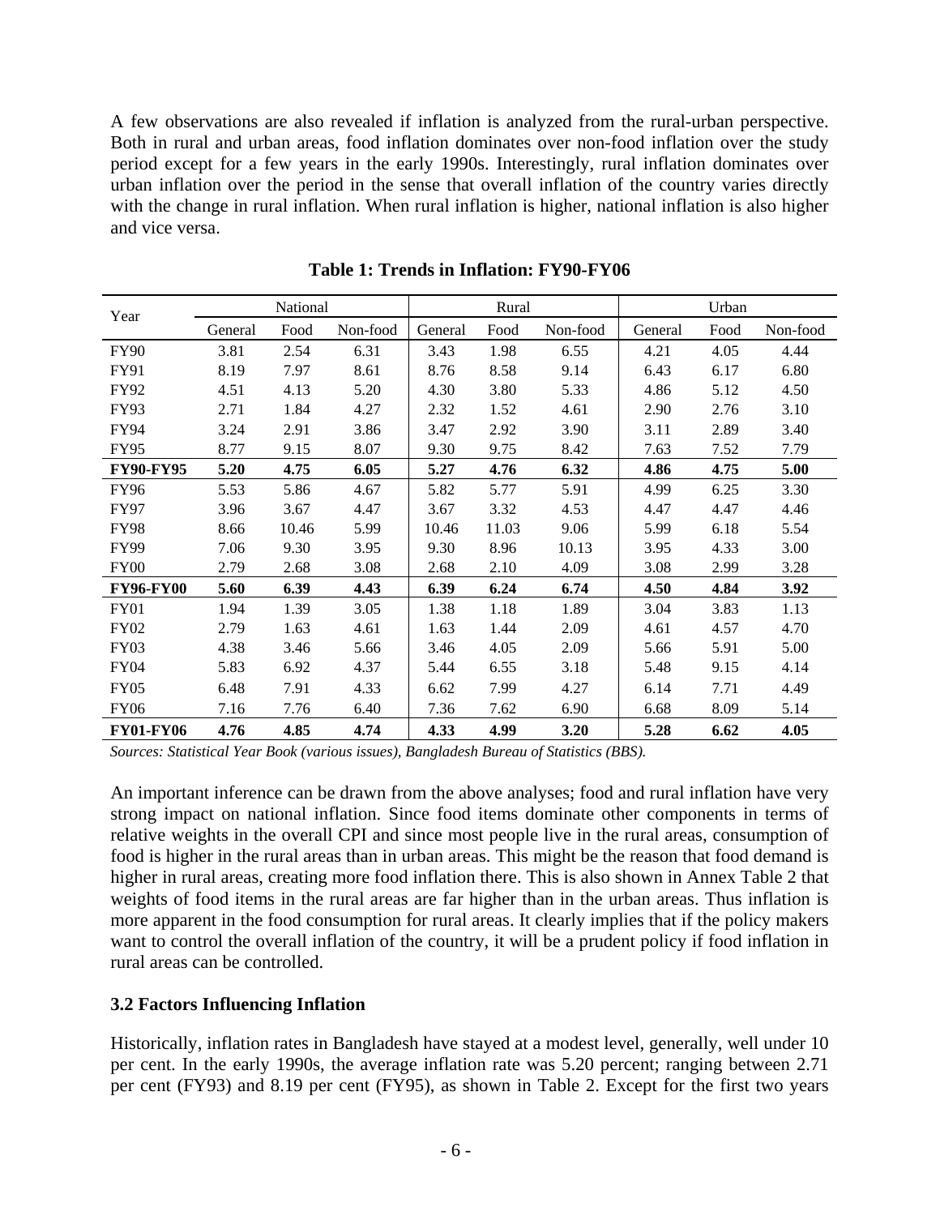A few observations are also revealed if inflation is analyzed from the rural-urban perspective. Both in rural and urban areas, food inflation dominates over non-food inflation over the study period except for a few years in the early 1990s. Interestingly, rural inflation dominates over urban inflation over the period in the sense that overall inflation of the country varies directly with the change in rural inflation. When rural inflation is higher, national inflation is also higher and vice versa.

**Table 1: Trends in Inflation: FY90-FY06**

| Year | National | | | Rural | | | Urban | | |
|---|---|---|---|---|---|---|---|---|---|
| | General | Food | Non-food | General | Food | Non-food | General | Food | Non-food |
| FY90 | 3.81 | 2.54 | 6.31 | 3.43 | 1.98 | 6.55 | 4.21 | 4.05 | 4.44 |
| FY91 | 8.19 | 7.97 | 8.61 | 8.76 | 8.58 | 9.14 | 6.43 | 6.17 | 6.80 |
| FY92 | 4.51 | 4.13 | 5.20 | 4.30 | 3.80 | 5.33 | 4.86 | 5.12 | 4.50 |
| FY93 | 2.71 | 1.84 | 4.27 | 2.32 | 1.52 | 4.61 | 2.90 | 2.76 | 3.10 |
| FY94 | 3.24 | 2.91 | 3.86 | 3.47 | 2.92 | 3.90 | 3.11 | 2.89 | 3.40 |
| FY95 | 8.77 | 9.15 | 8.07 | 9.30 | 9.75 | 8.42 | 7.63 | 7.52 | 7.79 |
| **FY90-FY95** | **5.20** | **4.75** | **6.05** | **5.27** | **4.76** | **6.32** | **4.86** | **4.75** | **5.00** |
| FY96 | 5.53 | 5.86 | 4.67 | 5.82 | 5.77 | 5.91 | 4.99 | 6.25 | 3.30 |
| FY97 | 3.96 | 3.67 | 4.47 | 3.67 | 3.32 | 4.53 | 4.47 | 4.47 | 4.46 |
| FY98 | 8.66 | 10.46 | 5.99 | 10.46 | 11.03 | 9.06 | 5.99 | 6.18 | 5.54 |
| FY99 | 7.06 | 9.30 | 3.95 | 9.30 | 8.96 | 10.13 | 3.95 | 4.33 | 3.00 |
| FY00 | 2.79 | 2.68 | 3.08 | 2.68 | 2.10 | 4.09 | 3.08 | 2.99 | 3.28 |
| **FY96-FY00** | **5.60** | **6.39** | **4.43** | **6.39** | **6.24** | **6.74** | **4.50** | **4.84** | **3.92** |
| FY01 | 1.94 | 1.39 | 3.05 | 1.38 | 1.18 | 1.89 | 3.04 | 3.83 | 1.13 |
| FY02 | 2.79 | 1.63 | 4.61 | 1.63 | 1.44 | 2.09 | 4.61 | 4.57 | 4.70 |
| FY03 | 4.38 | 3.46 | 5.66 | 3.46 | 4.05 | 2.09 | 5.66 | 5.91 | 5.00 |
| FY04 | 5.83 | 6.92 | 4.37 | 5.44 | 6.55 | 3.18 | 5.48 | 9.15 | 4.14 |
| FY05 | 6.48 | 7.91 | 4.33 | 6.62 | 7.99 | 4.27 | 6.14 | 7.71 | 4.49 |
| FY06 | 7.16 | 7.76 | 6.40 | 7.36 | 7.62 | 6.90 | 6.68 | 8.09 | 5.14 |
| **FY01-FY06** | **4.76** | **4.85** | **4.74** | **4.33** | **4.99** | **3.20** | **5.28** | **6.62** | **4.05** |

*Sources: Statistical Year Book (various issues), Bangladesh Bureau of Statistics (BBS).*

An important inference can be drawn from the above analyses; food and rural inflation have very strong impact on national inflation. Since food items dominate other components in terms of relative weights in the overall CPI and since most people live in the rural areas, consumption of food is higher in the rural areas than in urban areas. This might be the reason that food demand is higher in rural areas, creating more food inflation there. This is also shown in Annex Table 2 that weights of food items in the rural areas are far higher than in the urban areas. Thus inflation is more apparent in the food consumption for rural areas. It clearly implies that if the policy makers want to control the overall inflation of the country, it will be a prudent policy if food inflation in rural areas can be controlled.

### 3.2 Factors Influencing Inflation

Historically, inflation rates in Bangladesh have stayed at a modest level, generally, well under 10 per cent. In the early 1990s, the average inflation rate was 5.20 percent; ranging between 2.71 per cent (FY93) and 8.19 per cent (FY95), as shown in Table 2. Except for the first two years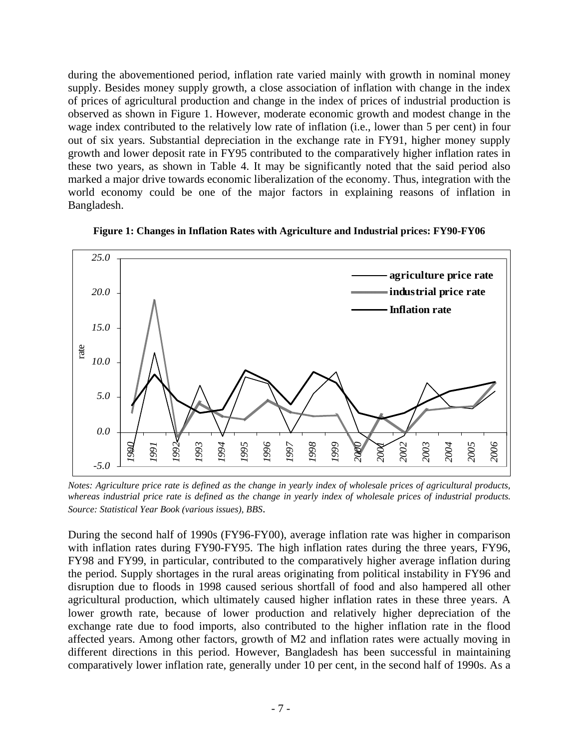during the abovementioned period, inflation rate varied mainly with growth in nominal money supply. Besides money supply growth, a close association of inflation with change in the index of prices of agricultural production and change in the index of prices of industrial production is observed as shown in Figure 1. However, moderate economic growth and modest change in the wage index contributed to the relatively low rate of inflation (i.e., lower than 5 per cent) in four out of six years. Substantial depreciation in the exchange rate in FY91, higher money supply growth and lower deposit rate in FY95 contributed to the comparatively higher inflation rates in these two years, as shown in Table 4. It may be significantly noted that the said period also marked a major drive towards economic liberalization of the economy. Thus, integration with the world economy could be one of the major factors in explaining reasons of inflation in Bangladesh.

**Figure 1: Changes in Inflation Rates with Agriculture and Industrial prices: FY90-FY06**

*Notes: Agriculture price rate is defined as the change in yearly index of wholesale prices of agricultural products, whereas industrial price rate is defined as the change in yearly index of wholesale prices of industrial products. Source: Statistical Year Book (various issues), BBS.*

During the second half of 1990s (FY96-FY00), average inflation rate was higher in comparison with inflation rates during FY90-FY95. The high inflation rates during the three years, FY96, FY98 and FY99, in particular, contributed to the comparatively higher average inflation during the period. Supply shortages in the rural areas originating from political instability in FY96 and disruption due to floods in 1998 caused serious shortfall of food and also hampered all other agricultural production, which ultimately caused higher inflation rates in these three years. A lower growth rate, because of lower production and relatively higher depreciation of the exchange rate due to food imports, also contributed to the higher inflation rate in the flood affected years. Among other factors, growth of M2 and inflation rates were actually moving in different directions in this period. However, Bangladesh has been successful in maintaining comparatively lower inflation rate, generally under 10 per cent, in the second half of 1990s. As a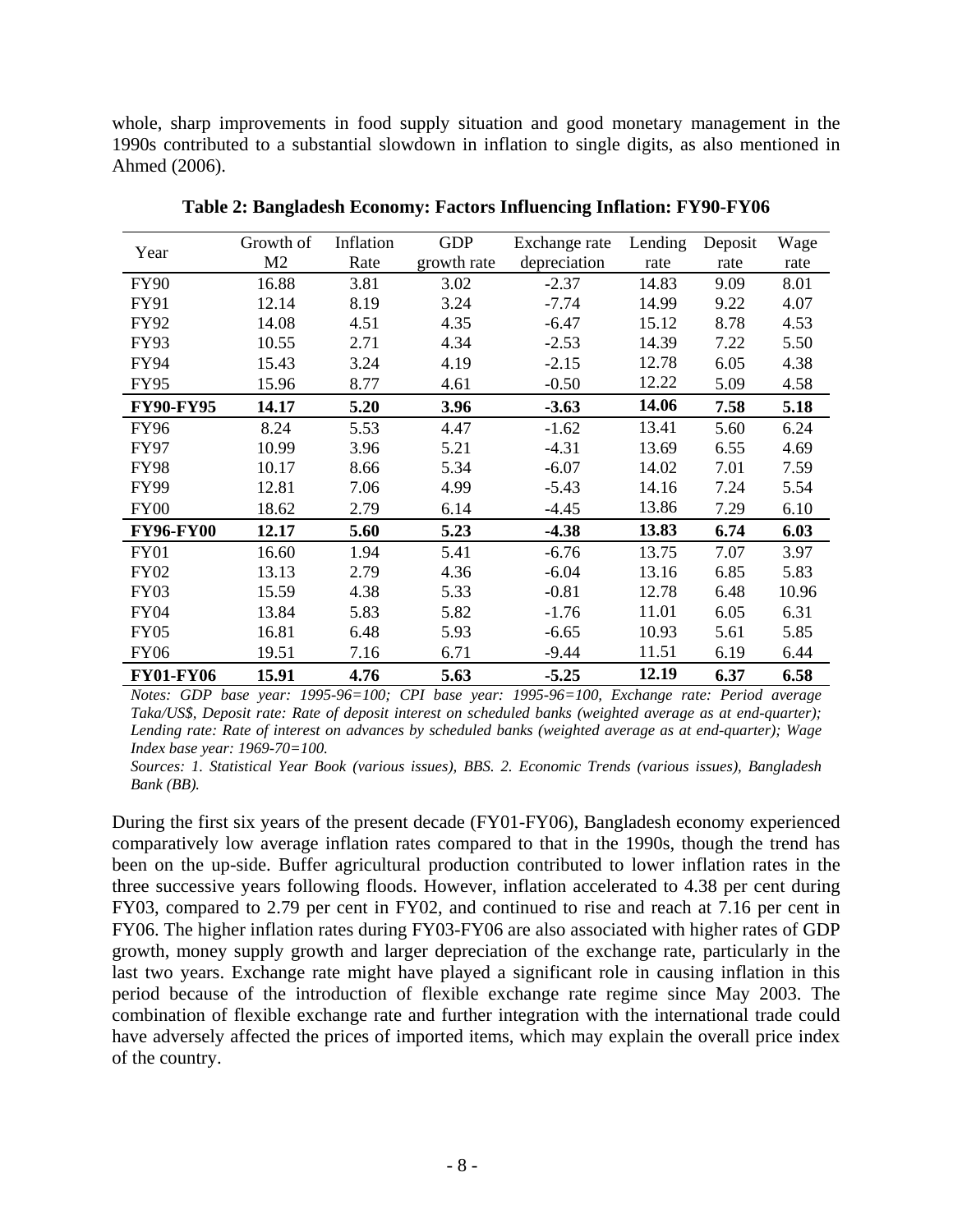whole, sharp improvements in food supply situation and good monetary management in the 1990s contributed to a substantial slowdown in inflation to single digits, as also mentioned in Ahmed (2006).

**Table 2: Bangladesh Economy: Factors Influencing Inflation: FY90-FY06**

| Year | Growth of M2 | Inflation Rate | GDP growth rate | Exchange rate depreciation | Lending rate | Deposit rate | Wage rate |
|---|---|---|---|---|---|---|---|
| FY90 | 16.88 | 3.81 | 3.02 | -2.37 | 14.83 | 9.09 | 8.01 |
| FY91 | 12.14 | 8.19 | 3.24 | -7.74 | 14.99 | 9.22 | 4.07 |
| FY92 | 14.08 | 4.51 | 4.35 | -6.47 | 15.12 | 8.78 | 4.53 |
| FY93 | 10.55 | 2.71 | 4.34 | -2.53 | 14.39 | 7.22 | 5.50 |
| FY94 | 15.43 | 3.24 | 4.19 | -2.15 | 12.78 | 6.05 | 4.38 |
| FY95 | 15.96 | 8.77 | 4.61 | -0.50 | 12.22 | 5.09 | 4.58 |
| **FY90-FY95** | **14.17** | **5.20** | **3.96** | **-3.63** | **14.06** | **7.58** | **5.18** |
| FY96 | 8.24 | 5.53 | 4.47 | -1.62 | 13.41 | 5.60 | 6.24 |
| FY97 | 10.99 | 3.96 | 5.21 | -4.31 | 13.69 | 6.55 | 4.69 |
| FY98 | 10.17 | 8.66 | 5.34 | -6.07 | 14.02 | 7.01 | 7.59 |
| FY99 | 12.81 | 7.06 | 4.99 | -5.43 | 14.16 | 7.24 | 5.54 |
| FY00 | 18.62 | 2.79 | 6.14 | -4.45 | 13.86 | 7.29 | 6.10 |
| **FY96-FY00** | **12.17** | **5.60** | **5.23** | **-4.38** | **13.83** | **6.74** | **6.03** |
| FY01 | 16.60 | 1.94 | 5.41 | -6.76 | 13.75 | 7.07 | 3.97 |
| FY02 | 13.13 | 2.79 | 4.36 | -6.04 | 13.16 | 6.85 | 5.83 |
| FY03 | 15.59 | 4.38 | 5.33 | -0.81 | 12.78 | 6.48 | 10.96 |
| FY04 | 13.84 | 5.83 | 5.82 | -1.76 | 11.01 | 6.05 | 6.31 |
| FY05 | 16.81 | 6.48 | 5.93 | -6.65 | 10.93 | 5.61 | 5.85 |
| FY06 | 19.51 | 7.16 | 6.71 | -9.44 | 11.51 | 6.19 | 6.44 |
| **FY01-FY06** | **15.91** | **4.76** | **5.63** | **-5.25** | **12.19** | **6.37** | **6.58** |

*Notes: GDP base year: 1995-96=100; CPI base year: 1995-96=100, Exchange rate: Period average Taka/US$, Deposit rate: Rate of deposit interest on scheduled banks (weighted average as at end-quarter); Lending rate: Rate of interest on advances by scheduled banks (weighted average as at end-quarter); Wage Index base year: 1969-70=100.*

*Sources: 1. Statistical Year Book (various issues), BBS. 2. Economic Trends (various issues), Bangladesh Bank (BB).*

During the first six years of the present decade (FY01-FY06), Bangladesh economy experienced comparatively low average inflation rates compared to that in the 1990s, though the trend has been on the up-side. Buffer agricultural production contributed to lower inflation rates in the three successive years following floods. However, inflation accelerated to 4.38 per cent during FY03, compared to 2.79 per cent in FY02, and continued to rise and reach at 7.16 per cent in FY06. The higher inflation rates during FY03-FY06 are also associated with higher rates of GDP growth, money supply growth and larger depreciation of the exchange rate, particularly in the last two years. Exchange rate might have played a significant role in causing inflation in this period because of the introduction of flexible exchange rate regime since May 2003. The combination of flexible exchange rate and further integration with the international trade could have adversely affected the prices of imported items, which may explain the overall price index of the country.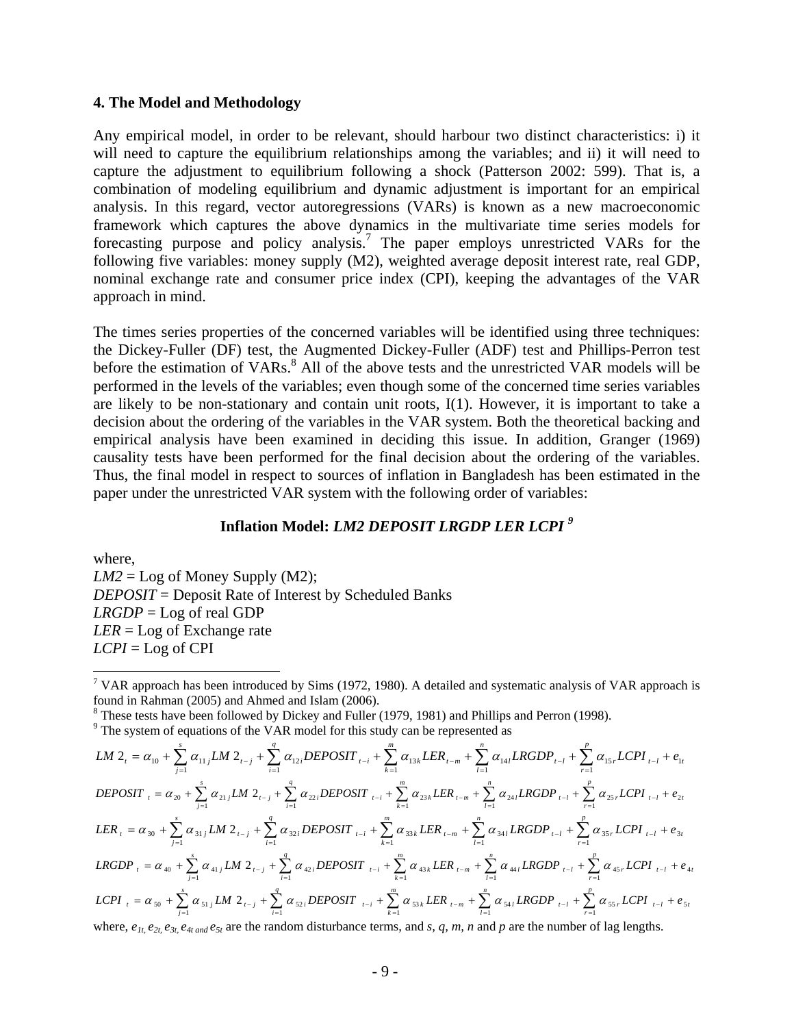## 4. The Model and Methodology

Any empirical model, in order to be relevant, should harbour two distinct characteristics: i) it will need to capture the equilibrium relationships among the variables; and ii) it will need to capture the adjustment to equilibrium following a shock (Patterson 2002: 599). That is, a combination of modeling equilibrium and dynamic adjustment is important for an empirical analysis. In this regard, vector autoregressions (VARs) is known as a new macroeconomic framework which captures the above dynamics in the multivariate time series models for forecasting purpose and policy analysis.[7] The paper employs unrestricted VARs for the following five variables: money supply (M2), weighted average deposit interest rate, real GDP, nominal exchange rate and consumer price index (CPI), keeping the advantages of the VAR approach in mind.

The times series properties of the concerned variables will be identified using three techniques: the Dickey-Fuller (DF) test, the Augmented Dickey-Fuller (ADF) test and Phillips-Perron test before the estimation of VARs.[8] All of the above tests and the unrestricted VAR models will be performed in the levels of the variables; even though some of the concerned time series variables are likely to be non-stationary and contain unit roots, I(1). However, it is important to take a decision about the ordering of the variables in the VAR system. Both the theoretical backing and empirical analysis have been examined in deciding this issue. In addition, Granger (1969) causality tests have been performed for the final decision about the ordering of the variables. Thus, the final model in respect to sources of inflation in Bangladesh has been estimated in the paper under the unrestricted VAR system with the following order of variables:

**Inflation Model: *LM2 DEPOSIT LRGDP LER LCPI*** [9]

where,
*LM2* = Log of Money Supply (M2);
*DEPOSIT* = Deposit Rate of Interest by Scheduled Banks
*LRGDP* = Log of real GDP
*LER* = Log of Exchange rate
*LCPI* = Log of CPI

---

[7] VAR approach has been introduced by Sims (1972, 1980). A detailed and systematic analysis of VAR approach is found in Rahman (2005) and Ahmed and Islam (2006).

[8] These tests have been followed by Dickey and Fuller (1979, 1981) and Phillips and Perron (1998).

[9] The system of equations of the VAR model for this study can be represented as

$$LM2_t = \alpha_{10} + \sum_{j=1}^{s} \alpha_{11j} LM2_{t-j} + \sum_{i=1}^{q} \alpha_{12i} DEPOSIT_{t-i} + \sum_{k=1}^{m} \alpha_{13k} LER_{t-m} + \sum_{l=1}^{n} \alpha_{14l} LRGDP_{t-l} + \sum_{r=1}^{p} \alpha_{15r} LCPI_{t-l} + e_{1t}$$

$$DEPOSIT_t = \alpha_{20} + \sum_{j=1}^{s} \alpha_{21j} LM2_{t-j} + \sum_{i=1}^{q} \alpha_{22i} DEPOSIT_{t-i} + \sum_{k=1}^{m} \alpha_{23k} LER_{t-m} + \sum_{l=1}^{n} \alpha_{24l} LRGDP_{t-l} + \sum_{r=1}^{p} \alpha_{25r} LCPI_{t-l} + e_{2t}$$

$$LER_t = \alpha_{30} + \sum_{j=1}^{s} \alpha_{31j} LM2_{t-j} + \sum_{i=1}^{q} \alpha_{32i} DEPOSIT_{t-i} + \sum_{k=1}^{m} \alpha_{33k} LER_{t-m} + \sum_{l=1}^{n} \alpha_{34l} LRGDP_{t-l} + \sum_{r=1}^{p} \alpha_{35r} LCPI_{t-l} + e_{3t}$$

$$LRGDP_t = \alpha_{40} + \sum_{j=1}^{s} \alpha_{41j} LM2_{t-j} + \sum_{i=1}^{q} \alpha_{42i} DEPOSIT_{t-i} + \sum_{k=1}^{m} \alpha_{43k} LER_{t-m} + \sum_{l=1}^{n} \alpha_{44l} LRGDP_{t-l} + \sum_{r=1}^{p} \alpha_{45r} LCPI_{t-l} + e_{4t}$$

$$LCPI_t = \alpha_{50} + \sum_{j=1}^{s} \alpha_{51j} LM2_{t-j} + \sum_{i=1}^{q} \alpha_{52i} DEPOSIT_{t-i} + \sum_{k=1}^{m} \alpha_{53k} LER_{t-m} + \sum_{l=1}^{n} \alpha_{54l} LRGDP_{t-l} + \sum_{r=1}^{p} \alpha_{55r} LCPI_{t-l} + e_{5t}$$

where, $e_{1t}, e_{2t}, e_{3t}, e_{4t}$ *and* $e_{5t}$ are the random disturbance terms, and $s$, $q$, $m$, $n$ and $p$ are the number of lag lengths.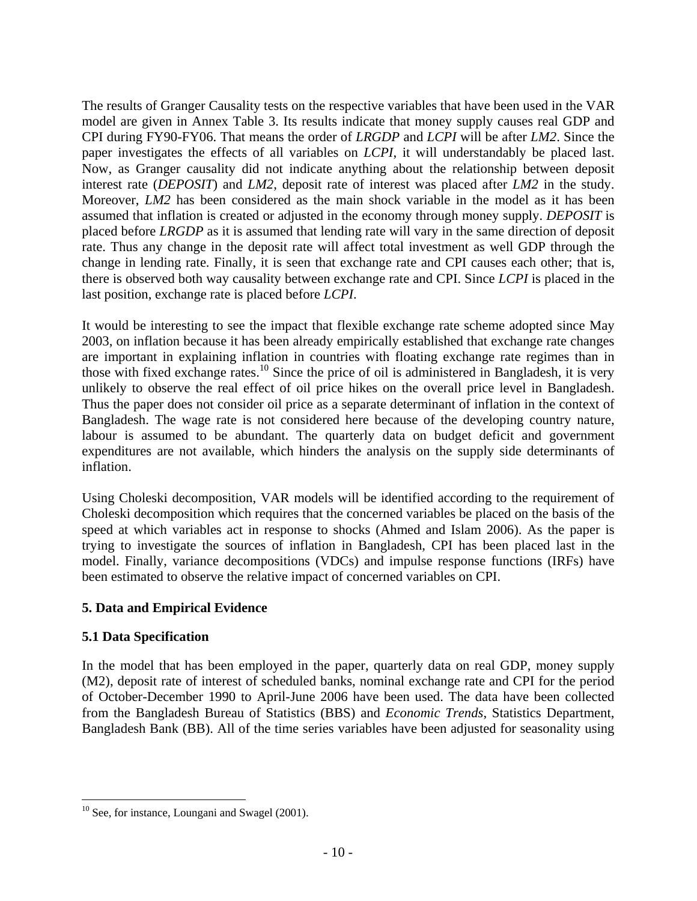The results of Granger Causality tests on the respective variables that have been used in the VAR model are given in Annex Table 3. Its results indicate that money supply causes real GDP and CPI during FY90-FY06. That means the order of *LRGDP* and *LCPI* will be after *LM2*. Since the paper investigates the effects of all variables on *LCPI*, it will understandably be placed last. Now, as Granger causality did not indicate anything about the relationship between deposit interest rate (*DEPOSIT*) and *LM2*, deposit rate of interest was placed after *LM2* in the study. Moreover, *LM2* has been considered as the main shock variable in the model as it has been assumed that inflation is created or adjusted in the economy through money supply. *DEPOSIT* is placed before *LRGDP* as it is assumed that lending rate will vary in the same direction of deposit rate. Thus any change in the deposit rate will affect total investment as well GDP through the change in lending rate. Finally, it is seen that exchange rate and CPI causes each other; that is, there is observed both way causality between exchange rate and CPI. Since *LCPI* is placed in the last position, exchange rate is placed before *LCPI*.

It would be interesting to see the impact that flexible exchange rate scheme adopted since May 2003, on inflation because it has been already empirically established that exchange rate changes are important in explaining inflation in countries with floating exchange rate regimes than in those with fixed exchange rates.[10] Since the price of oil is administered in Bangladesh, it is very unlikely to observe the real effect of oil price hikes on the overall price level in Bangladesh. Thus the paper does not consider oil price as a separate determinant of inflation in the context of Bangladesh. The wage rate is not considered here because of the developing country nature, labour is assumed to be abundant. The quarterly data on budget deficit and government expenditures are not available, which hinders the analysis on the supply side determinants of inflation.

Using Choleski decomposition, VAR models will be identified according to the requirement of Choleski decomposition which requires that the concerned variables be placed on the basis of the speed at which variables act in response to shocks (Ahmed and Islam 2006). As the paper is trying to investigate the sources of inflation in Bangladesh, CPI has been placed last in the model. Finally, variance decompositions (VDCs) and impulse response functions (IRFs) have been estimated to observe the relative impact of concerned variables on CPI.

## 5. Data and Empirical Evidence

### 5.1 Data Specification

In the model that has been employed in the paper, quarterly data on real GDP, money supply (M2), deposit rate of interest of scheduled banks, nominal exchange rate and CPI for the period of October-December 1990 to April-June 2006 have been used. The data have been collected from the Bangladesh Bureau of Statistics (BBS) and *Economic Trends*, Statistics Department, Bangladesh Bank (BB). All of the time series variables have been adjusted for seasonality using

---

[10] See, for instance, Loungani and Swagel (2001).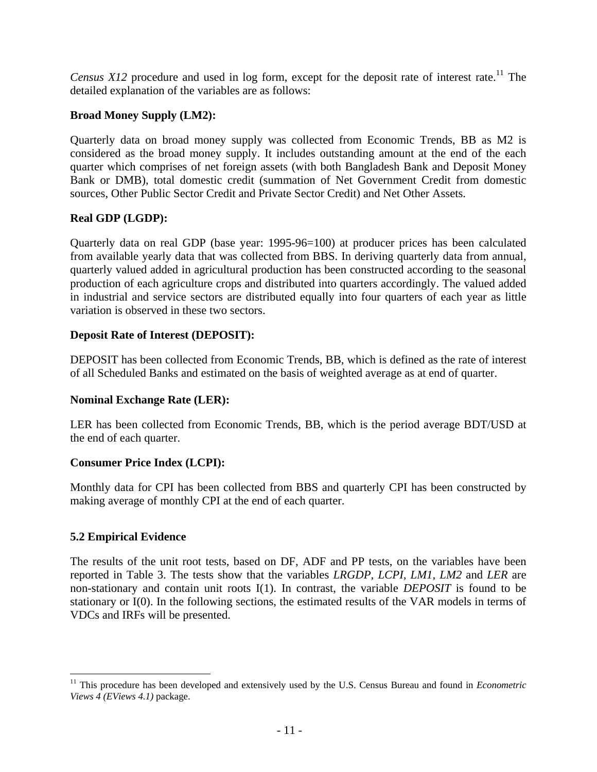*Census X12* procedure and used in log form, except for the deposit rate of interest rate.[11] The detailed explanation of the variables are as follows:

**Broad Money Supply (LM2):**

Quarterly data on broad money supply was collected from Economic Trends, BB as M2 is considered as the broad money supply. It includes outstanding amount at the end of the each quarter which comprises of net foreign assets (with both Bangladesh Bank and Deposit Money Bank or DMB), total domestic credit (summation of Net Government Credit from domestic sources, Other Public Sector Credit and Private Sector Credit) and Net Other Assets.

**Real GDP (LGDP):**

Quarterly data on real GDP (base year: 1995-96=100) at producer prices has been calculated from available yearly data that was collected from BBS. In deriving quarterly data from annual, quarterly valued added in agricultural production has been constructed according to the seasonal production of each agriculture crops and distributed into quarters accordingly. The valued added in industrial and service sectors are distributed equally into four quarters of each year as little variation is observed in these two sectors.

**Deposit Rate of Interest (DEPOSIT):**

DEPOSIT has been collected from Economic Trends, BB, which is defined as the rate of interest of all Scheduled Banks and estimated on the basis of weighted average as at end of quarter.

**Nominal Exchange Rate (LER):**

LER has been collected from Economic Trends, BB, which is the period average BDT/USD at the end of each quarter.

**Consumer Price Index (LCPI):**

Monthly data for CPI has been collected from BBS and quarterly CPI has been constructed by making average of monthly CPI at the end of each quarter.

### 5.2 Empirical Evidence

The results of the unit root tests, based on DF, ADF and PP tests, on the variables have been reported in Table 3. The tests show that the variables *LRGDP*, *LCPI*, *LM1*, *LM2* and *LER* are non-stationary and contain unit roots I(1). In contrast, the variable *DEPOSIT* is found to be stationary or I(0). In the following sections, the estimated results of the VAR models in terms of VDCs and IRFs will be presented.

---

[11] This procedure has been developed and extensively used by the U.S. Census Bureau and found in *Econometric Views 4 (EViews 4.1)* package.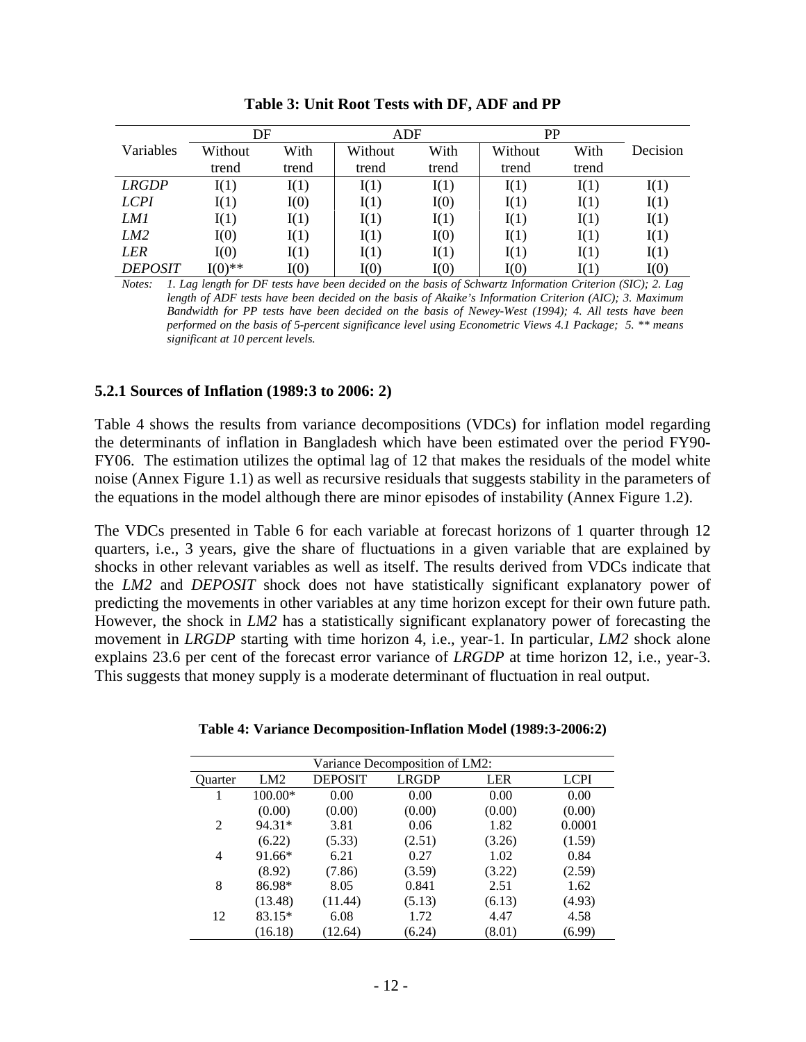**Table 3: Unit Root Tests with DF, ADF and PP**

| Variables | DF | | ADF | | PP | | Decision |
|---|---|---|---|---|---|---|---|
| | Without trend | With trend | Without trend | With trend | Without trend | With trend | |
| *LRGDP* | I(1) | I(1) | I(1) | I(1) | I(1) | I(1) | I(1) |
| *LCPI* | I(1) | I(0) | I(1) | I(0) | I(1) | I(1) | I(1) |
| *LM1* | I(1) | I(1) | I(1) | I(1) | I(1) | I(1) | I(1) |
| *LM2* | I(0) | I(1) | I(1) | I(0) | I(1) | I(1) | I(1) |
| *LER* | I(0) | I(1) | I(1) | I(1) | I(1) | I(1) | I(1) |
| *DEPOSIT* | I(0)** | I(0) | I(0) | I(0) | I(0) | I(1) | I(0) |

*Notes: 1. Lag length for DF tests have been decided on the basis of Schwartz Information Criterion (SIC); 2. Lag length of ADF tests have been decided on the basis of Akaike's Information Criterion (AIC); 3. Maximum Bandwidth for PP tests have been decided on the basis of Newey-West (1994); 4. All tests have been performed on the basis of 5-percent significance level using Econometric Views 4.1 Package; 5. ** means significant at 10 percent levels.*

### 5.2.1 Sources of Inflation (1989:3 to 2006: 2)

Table 4 shows the results from variance decompositions (VDCs) for inflation model regarding the determinants of inflation in Bangladesh which have been estimated over the period FY90-FY06. The estimation utilizes the optimal lag of 12 that makes the residuals of the model white noise (Annex Figure 1.1) as well as recursive residuals that suggests stability in the parameters of the equations in the model although there are minor episodes of instability (Annex Figure 1.2).

The VDCs presented in Table 6 for each variable at forecast horizons of 1 quarter through 12 quarters, i.e., 3 years, give the share of fluctuations in a given variable that are explained by shocks in other relevant variables as well as itself. The results derived from VDCs indicate that the *LM2* and *DEPOSIT* shock does not have statistically significant explanatory power of predicting the movements in other variables at any time horizon except for their own future path. However, the shock in *LM2* has a statistically significant explanatory power of forecasting the movement in *LRGDP* starting with time horizon 4, i.e., year-1. In particular, *LM2* shock alone explains 23.6 per cent of the forecast error variance of *LRGDP* at time horizon 12, i.e., year-3. This suggests that money supply is a moderate determinant of fluctuation in real output.

**Table 4: Variance Decomposition-Inflation Model (1989:3-2006:2)**

| Variance Decomposition of LM2: | | | | | |
|---|---|---|---|---|---|
| Quarter | LM2 | DEPOSIT | LRGDP | LER | LCPI |
| 1 | 100.00* | 0.00 | 0.00 | 0.00 | 0.00 |
| | (0.00) | (0.00) | (0.00) | (0.00) | (0.00) |
| 2 | 94.31* | 3.81 | 0.06 | 1.82 | 0.0001 |
| | (6.22) | (5.33) | (2.51) | (3.26) | (1.59) |
| 4 | 91.66* | 6.21 | 0.27 | 1.02 | 0.84 |
| | (8.92) | (7.86) | (3.59) | (3.22) | (2.59) |
| 8 | 86.98* | 8.05 | 0.841 | 2.51 | 1.62 |
| | (13.48) | (11.44) | (5.13) | (6.13) | (4.93) |
| 12 | 83.15* | 6.08 | 1.72 | 4.47 | 4.58 |
| | (16.18) | (12.64) | (6.24) | (8.01) | (6.99) |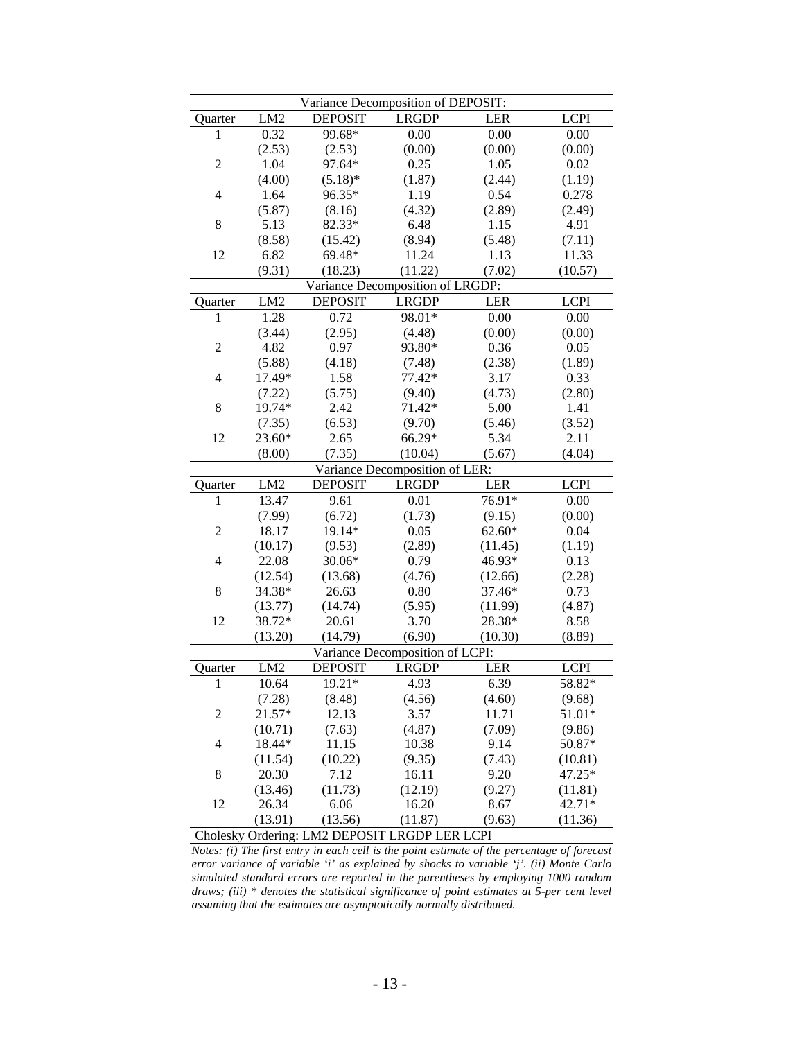| Variance Decomposition of DEPOSIT: | | | | | |
|---|---|---|---|---|---|
| Quarter | LM2 | DEPOSIT | LRGDP | LER | LCPI |
| 1 | 0.32 | 99.68* | 0.00 | 0.00 | 0.00 |
| | (2.53) | (2.53) | (0.00) | (0.00) | (0.00) |
| 2 | 1.04 | 97.64* | 0.25 | 1.05 | 0.02 |
| | (4.00) | (5.18)* | (1.87) | (2.44) | (1.19) |
| 4 | 1.64 | 96.35* | 1.19 | 0.54 | 0.278 |
| | (5.87) | (8.16) | (4.32) | (2.89) | (2.49) |
| 8 | 5.13 | 82.33* | 6.48 | 1.15 | 4.91 |
| | (8.58) | (15.42) | (8.94) | (5.48) | (7.11) |
| 12 | 6.82 | 69.48* | 11.24 | 1.13 | 11.33 |
| | (9.31) | (18.23) | (11.22) | (7.02) | (10.57) |
| **Variance Decomposition of LRGDP:** | | | | | |
| Quarter | LM2 | DEPOSIT | LRGDP | LER | LCPI |
| 1 | 1.28 | 0.72 | 98.01* | 0.00 | 0.00 |
| | (3.44) | (2.95) | (4.48) | (0.00) | (0.00) |
| 2 | 4.82 | 0.97 | 93.80* | 0.36 | 0.05 |
| | (5.88) | (4.18) | (7.48) | (2.38) | (1.89) |
| 4 | 17.49* | 1.58 | 77.42* | 3.17 | 0.33 |
| | (7.22) | (5.75) | (9.40) | (4.73) | (2.80) |
| 8 | 19.74* | 2.42 | 71.42* | 5.00 | 1.41 |
| | (7.35) | (6.53) | (9.70) | (5.46) | (3.52) |
| 12 | 23.60* | 2.65 | 66.29* | 5.34 | 2.11 |
| | (8.00) | (7.35) | (10.04) | (5.67) | (4.04) |
| **Variance Decomposition of LER:** | | | | | |
| Quarter | LM2 | DEPOSIT | LRGDP | LER | LCPI |
| 1 | 13.47 | 9.61 | 0.01 | 76.91* | 0.00 |
| | (7.99) | (6.72) | (1.73) | (9.15) | (0.00) |
| 2 | 18.17 | 19.14* | 0.05 | 62.60* | 0.04 |
| | (10.17) | (9.53) | (2.89) | (11.45) | (1.19) |
| 4 | 22.08 | 30.06* | 0.79 | 46.93* | 0.13 |
| | (12.54) | (13.68) | (4.76) | (12.66) | (2.28) |
| 8 | 34.38* | 26.63 | 0.80 | 37.46* | 0.73 |
| | (13.77) | (14.74) | (5.95) | (11.99) | (4.87) |
| 12 | 38.72* | 20.61 | 3.70 | 28.38* | 8.58 |
| | (13.20) | (14.79) | (6.90) | (10.30) | (8.89) |
| **Variance Decomposition of LCPI:** | | | | | |
| Quarter | LM2 | DEPOSIT | LRGDP | LER | LCPI |
| 1 | 10.64 | 19.21* | 4.93 | 6.39 | 58.82* |
| | (7.28) | (8.48) | (4.56) | (4.60) | (9.68) |
| 2 | 21.57* | 12.13 | 3.57 | 11.71 | 51.01* |
| | (10.71) | (7.63) | (4.87) | (7.09) | (9.86) |
| 4 | 18.44* | 11.15 | 10.38 | 9.14 | 50.87* |
| | (11.54) | (10.22) | (9.35) | (7.43) | (10.81) |
| 8 | 20.30 | 7.12 | 16.11 | 9.20 | 47.25* |
| | (13.46) | (11.73) | (12.19) | (9.27) | (11.81) |
| 12 | 26.34 | 6.06 | 16.20 | 8.67 | 42.71* |
| | (13.91) | (13.56) | (11.87) | (9.63) | (11.36) |

Cholesky Ordering: LM2 DEPOSIT LRGDP LER LCPI

*Notes: (i) The first entry in each cell is the point estimate of the percentage of forecast error variance of variable 'i' as explained by shocks to variable 'j'. (ii) Monte Carlo simulated standard errors are reported in the parentheses by employing 1000 random draws; (iii) * denotes the statistical significance of point estimates at 5-per cent level assuming that the estimates are asymptotically normally distributed.*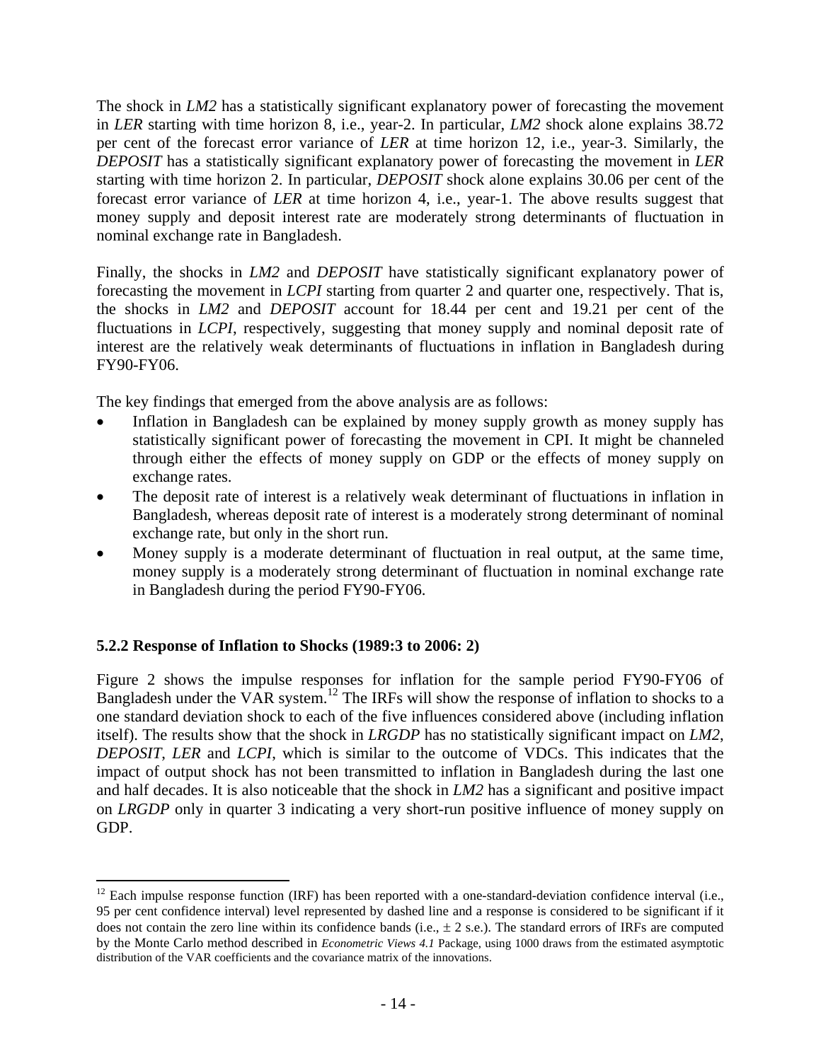The shock in *LM2* has a statistically significant explanatory power of forecasting the movement in *LER* starting with time horizon 8, i.e., year-2. In particular, *LM2* shock alone explains 38.72 per cent of the forecast error variance of *LER* at time horizon 12, i.e., year-3. Similarly, the *DEPOSIT* has a statistically significant explanatory power of forecasting the movement in *LER* starting with time horizon 2. In particular, *DEPOSIT* shock alone explains 30.06 per cent of the forecast error variance of *LER* at time horizon 4, i.e., year-1. The above results suggest that money supply and deposit interest rate are moderately strong determinants of fluctuation in nominal exchange rate in Bangladesh.

Finally, the shocks in *LM2* and *DEPOSIT* have statistically significant explanatory power of forecasting the movement in *LCPI* starting from quarter 2 and quarter one, respectively. That is, the shocks in *LM2* and *DEPOSIT* account for 18.44 per cent and 19.21 per cent of the fluctuations in *LCPI*, respectively, suggesting that money supply and nominal deposit rate of interest are the relatively weak determinants of fluctuations in inflation in Bangladesh during FY90-FY06.

The key findings that emerged from the above analysis are as follows:

- Inflation in Bangladesh can be explained by money supply growth as money supply has statistically significant power of forecasting the movement in CPI. It might be channeled through either the effects of money supply on GDP or the effects of money supply on exchange rates.
- The deposit rate of interest is a relatively weak determinant of fluctuations in inflation in Bangladesh, whereas deposit rate of interest is a moderately strong determinant of nominal exchange rate, but only in the short run.
- Money supply is a moderate determinant of fluctuation in real output, at the same time, money supply is a moderately strong determinant of fluctuation in nominal exchange rate in Bangladesh during the period FY90-FY06.

### 5.2.2 Response of Inflation to Shocks (1989:3 to 2006: 2)

Figure 2 shows the impulse responses for inflation for the sample period FY90-FY06 of Bangladesh under the VAR system.[12] The IRFs will show the response of inflation to shocks to a one standard deviation shock to each of the five influences considered above (including inflation itself). The results show that the shock in *LRGDP* has no statistically significant impact on *LM2*, *DEPOSIT*, *LER* and *LCPI*, which is similar to the outcome of VDCs. This indicates that the impact of output shock has not been transmitted to inflation in Bangladesh during the last one and half decades. It is also noticeable that the shock in *LM2* has a significant and positive impact on *LRGDP* only in quarter 3 indicating a very short-run positive influence of money supply on GDP.

---

[12] Each impulse response function (IRF) has been reported with a one-standard-deviation confidence interval (i.e., 95 per cent confidence interval) level represented by dashed line and a response is considered to be significant if it does not contain the zero line within its confidence bands (i.e., $\pm$ 2 s.e.). The standard errors of IRFs are computed by the Monte Carlo method described in *Econometric Views 4.1* Package, using 1000 draws from the estimated asymptotic distribution of the VAR coefficients and the covariance matrix of the innovations.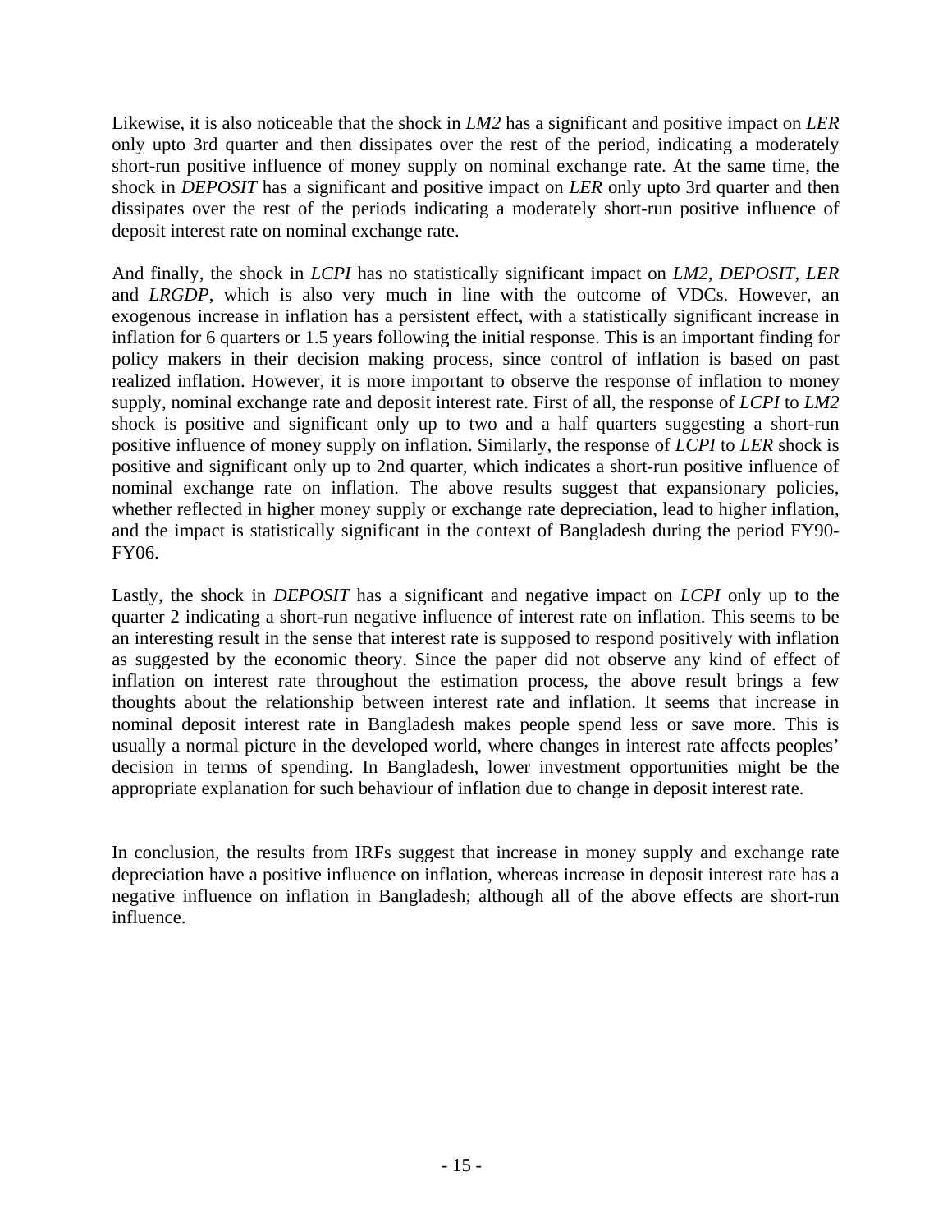Likewise, it is also noticeable that the shock in *LM2* has a significant and positive impact on *LER* only upto 3rd quarter and then dissipates over the rest of the period, indicating a moderately short-run positive influence of money supply on nominal exchange rate. At the same time, the shock in *DEPOSIT* has a significant and positive impact on *LER* only upto 3rd quarter and then dissipates over the rest of the periods indicating a moderately short-run positive influence of deposit interest rate on nominal exchange rate.

And finally, the shock in *LCPI* has no statistically significant impact on *LM2*, *DEPOSIT*, *LER* and *LRGDP*, which is also very much in line with the outcome of VDCs. However, an exogenous increase in inflation has a persistent effect, with a statistically significant increase in inflation for 6 quarters or 1.5 years following the initial response. This is an important finding for policy makers in their decision making process, since control of inflation is based on past realized inflation. However, it is more important to observe the response of inflation to money supply, nominal exchange rate and deposit interest rate. First of all, the response of *LCPI* to *LM2* shock is positive and significant only up to two and a half quarters suggesting a short-run positive influence of money supply on inflation. Similarly, the response of *LCPI* to *LER* shock is positive and significant only up to 2nd quarter, which indicates a short-run positive influence of nominal exchange rate on inflation. The above results suggest that expansionary policies, whether reflected in higher money supply or exchange rate depreciation, lead to higher inflation, and the impact is statistically significant in the context of Bangladesh during the period FY90-FY06.

Lastly, the shock in *DEPOSIT* has a significant and negative impact on *LCPI* only up to the quarter 2 indicating a short-run negative influence of interest rate on inflation. This seems to be an interesting result in the sense that interest rate is supposed to respond positively with inflation as suggested by the economic theory. Since the paper did not observe any kind of effect of inflation on interest rate throughout the estimation process, the above result brings a few thoughts about the relationship between interest rate and inflation. It seems that increase in nominal deposit interest rate in Bangladesh makes people spend less or save more. This is usually a normal picture in the developed world, where changes in interest rate affects peoples' decision in terms of spending. In Bangladesh, lower investment opportunities might be the appropriate explanation for such behaviour of inflation due to change in deposit interest rate.

In conclusion, the results from IRFs suggest that increase in money supply and exchange rate depreciation have a positive influence on inflation, whereas increase in deposit interest rate has a negative influence on inflation in Bangladesh; although all of the above effects are short-run influence.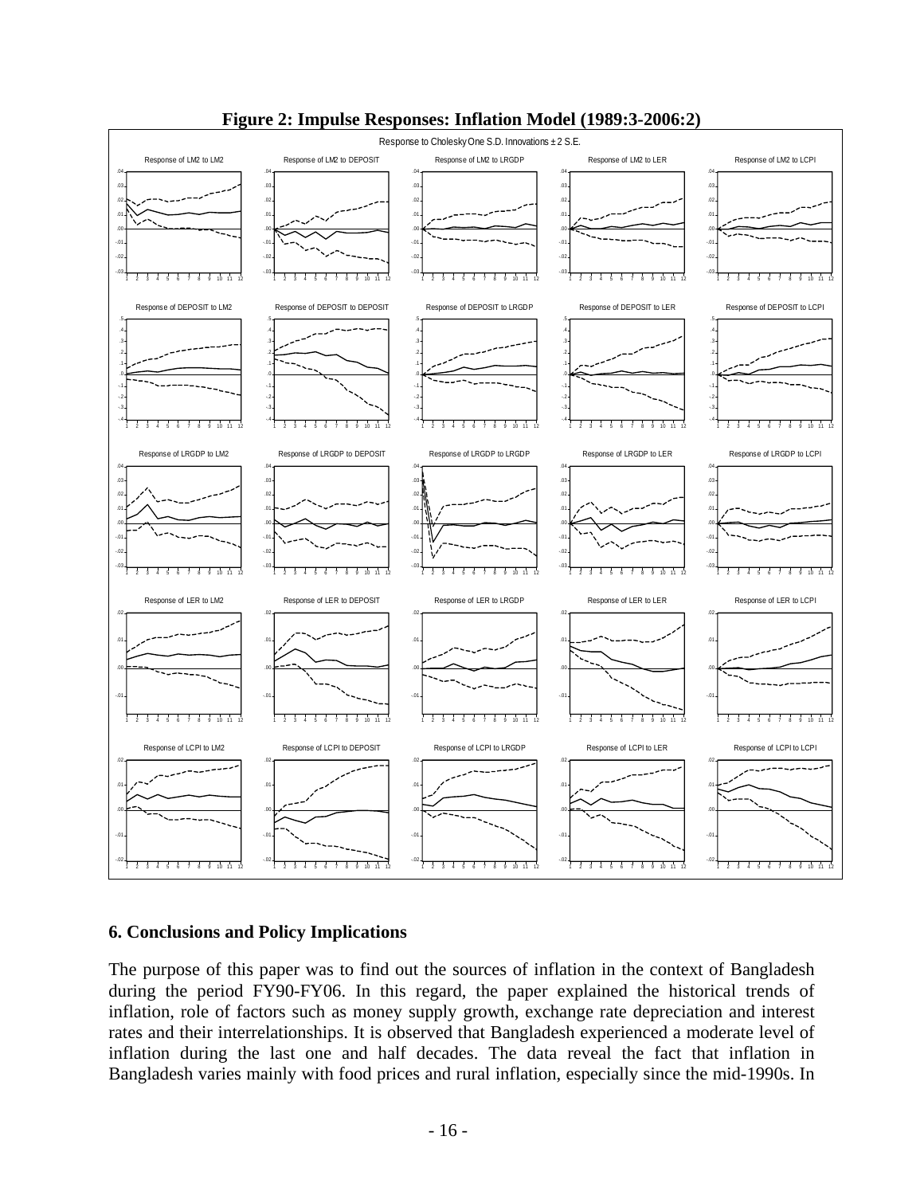**Figure 2: Impulse Responses: Inflation Model (1989:3-2006:2)**

## 6. Conclusions and Policy Implications

The purpose of this paper was to find out the sources of inflation in the context of Bangladesh during the period FY90-FY06. In this regard, the paper explained the historical trends of inflation, role of factors such as money supply growth, exchange rate depreciation and interest rates and their interrelationships. It is observed that Bangladesh experienced a moderate level of inflation during the last one and half decades. The data reveal the fact that inflation in Bangladesh varies mainly with food prices and rural inflation, especially since the mid-1990s. In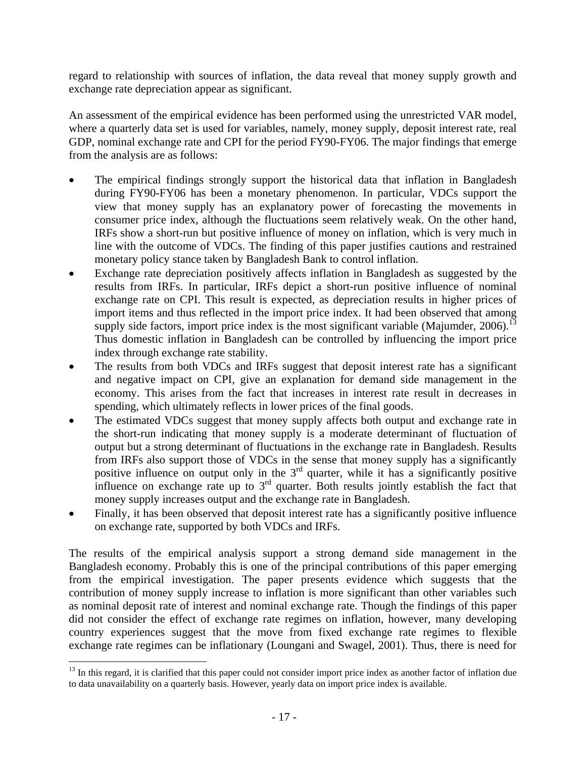regard to relationship with sources of inflation, the data reveal that money supply growth and exchange rate depreciation appear as significant.

An assessment of the empirical evidence has been performed using the unrestricted VAR model, where a quarterly data set is used for variables, namely, money supply, deposit interest rate, real GDP, nominal exchange rate and CPI for the period FY90-FY06. The major findings that emerge from the analysis are as follows:

- The empirical findings strongly support the historical data that inflation in Bangladesh during FY90-FY06 has been a monetary phenomenon. In particular, VDCs support the view that money supply has an explanatory power of forecasting the movements in consumer price index, although the fluctuations seem relatively weak. On the other hand, IRFs show a short-run but positive influence of money on inflation, which is very much in line with the outcome of VDCs. The finding of this paper justifies cautions and restrained monetary policy stance taken by Bangladesh Bank to control inflation.
- Exchange rate depreciation positively affects inflation in Bangladesh as suggested by the results from IRFs. In particular, IRFs depict a short-run positive influence of nominal exchange rate on CPI. This result is expected, as depreciation results in higher prices of import items and thus reflected in the import price index. It had been observed that among supply side factors, import price index is the most significant variable (Majumder, 2006).[13] Thus domestic inflation in Bangladesh can be controlled by influencing the import price index through exchange rate stability.
- The results from both VDCs and IRFs suggest that deposit interest rate has a significant and negative impact on CPI, give an explanation for demand side management in the economy. This arises from the fact that increases in interest rate result in decreases in spending, which ultimately reflects in lower prices of the final goods.
- The estimated VDCs suggest that money supply affects both output and exchange rate in the short-run indicating that money supply is a moderate determinant of fluctuation of output but a strong determinant of fluctuations in the exchange rate in Bangladesh. Results from IRFs also support those of VDCs in the sense that money supply has a significantly positive influence on output only in the 3rd quarter, while it has a significantly positive influence on exchange rate up to 3rd quarter. Both results jointly establish the fact that money supply increases output and the exchange rate in Bangladesh.
- Finally, it has been observed that deposit interest rate has a significantly positive influence on exchange rate, supported by both VDCs and IRFs.

The results of the empirical analysis support a strong demand side management in the Bangladesh economy. Probably this is one of the principal contributions of this paper emerging from the empirical investigation. The paper presents evidence which suggests that the contribution of money supply increase to inflation is more significant than other variables such as nominal deposit rate of interest and nominal exchange rate. Though the findings of this paper did not consider the effect of exchange rate regimes on inflation, however, many developing country experiences suggest that the move from fixed exchange rate regimes to flexible exchange rate regimes can be inflationary (Loungani and Swagel, 2001). Thus, there is need for

---

[13] In this regard, it is clarified that this paper could not consider import price index as another factor of inflation due to data unavailability on a quarterly basis. However, yearly data on import price index is available.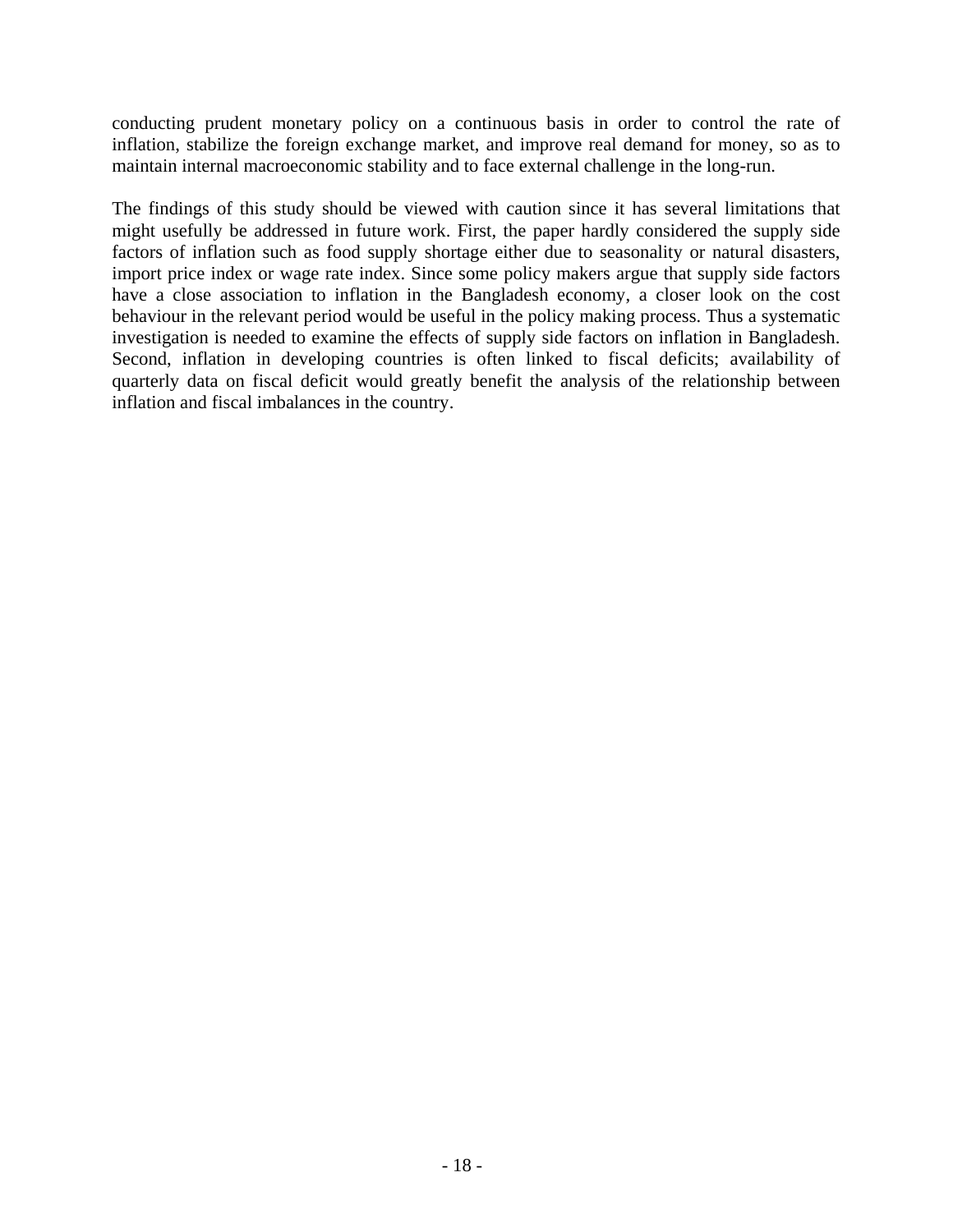conducting prudent monetary policy on a continuous basis in order to control the rate of inflation, stabilize the foreign exchange market, and improve real demand for money, so as to maintain internal macroeconomic stability and to face external challenge in the long-run.

The findings of this study should be viewed with caution since it has several limitations that might usefully be addressed in future work. First, the paper hardly considered the supply side factors of inflation such as food supply shortage either due to seasonality or natural disasters, import price index or wage rate index. Since some policy makers argue that supply side factors have a close association to inflation in the Bangladesh economy, a closer look on the cost behaviour in the relevant period would be useful in the policy making process. Thus a systematic investigation is needed to examine the effects of supply side factors on inflation in Bangladesh. Second, inflation in developing countries is often linked to fiscal deficits; availability of quarterly data on fiscal deficit would greatly benefit the analysis of the relationship between inflation and fiscal imbalances in the country.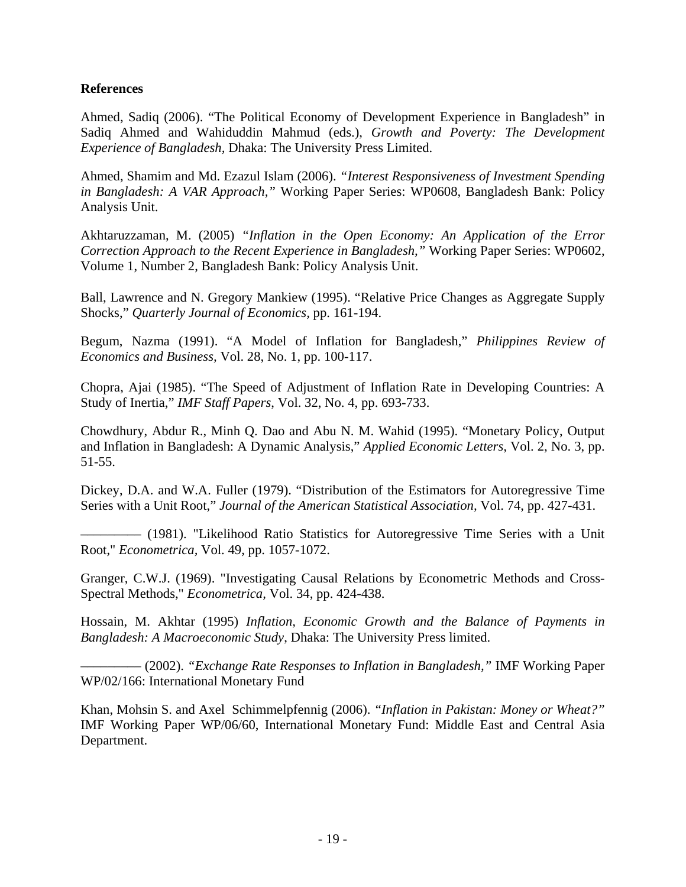## References

Ahmed, Sadiq (2006). "The Political Economy of Development Experience in Bangladesh" in Sadiq Ahmed and Wahiduddin Mahmud (eds.), *Growth and Poverty: The Development Experience of Bangladesh*, Dhaka: The University Press Limited.

Ahmed, Shamim and Md. Ezazul Islam (2006). *"Interest Responsiveness of Investment Spending in Bangladesh: A VAR Approach,"* Working Paper Series: WP0608, Bangladesh Bank: Policy Analysis Unit.

Akhtaruzzaman, M. (2005) *"Inflation in the Open Economy: An Application of the Error Correction Approach to the Recent Experience in Bangladesh,"* Working Paper Series: WP0602, Volume 1, Number 2, Bangladesh Bank: Policy Analysis Unit.

Ball, Lawrence and N. Gregory Mankiew (1995). "Relative Price Changes as Aggregate Supply Shocks," *Quarterly Journal of Economics*, pp. 161-194.

Begum, Nazma (1991). "A Model of Inflation for Bangladesh," *Philippines Review of Economics and Business*, Vol. 28, No. 1, pp. 100-117.

Chopra, Ajai (1985). "The Speed of Adjustment of Inflation Rate in Developing Countries: A Study of Inertia," *IMF Staff Papers*, Vol. 32, No. 4, pp. 693-733.

Chowdhury, Abdur R., Minh Q. Dao and Abu N. M. Wahid (1995). "Monetary Policy, Output and Inflation in Bangladesh: A Dynamic Analysis," *Applied Economic Letters*, Vol. 2, No. 3, pp. 51-55.

Dickey, D.A. and W.A. Fuller (1979). "Distribution of the Estimators for Autoregressive Time Series with a Unit Root," *Journal of the American Statistical Association*, Vol. 74, pp. 427-431.

————— (1981). "Likelihood Ratio Statistics for Autoregressive Time Series with a Unit Root," *Econometrica*, Vol. 49, pp. 1057-1072.

Granger, C.W.J. (1969). "Investigating Causal Relations by Econometric Methods and Cross-Spectral Methods," *Econometrica*, Vol. 34, pp. 424-438.

Hossain, M. Akhtar (1995) *Inflation, Economic Growth and the Balance of Payments in Bangladesh: A Macroeconomic Study*, Dhaka: The University Press limited.

————— (2002). *"Exchange Rate Responses to Inflation in Bangladesh,"* IMF Working Paper WP/02/166: International Monetary Fund

Khan, Mohsin S. and Axel Schimmelpfennig (2006). *"Inflation in Pakistan: Money or Wheat?"* IMF Working Paper WP/06/60, International Monetary Fund: Middle East and Central Asia Department.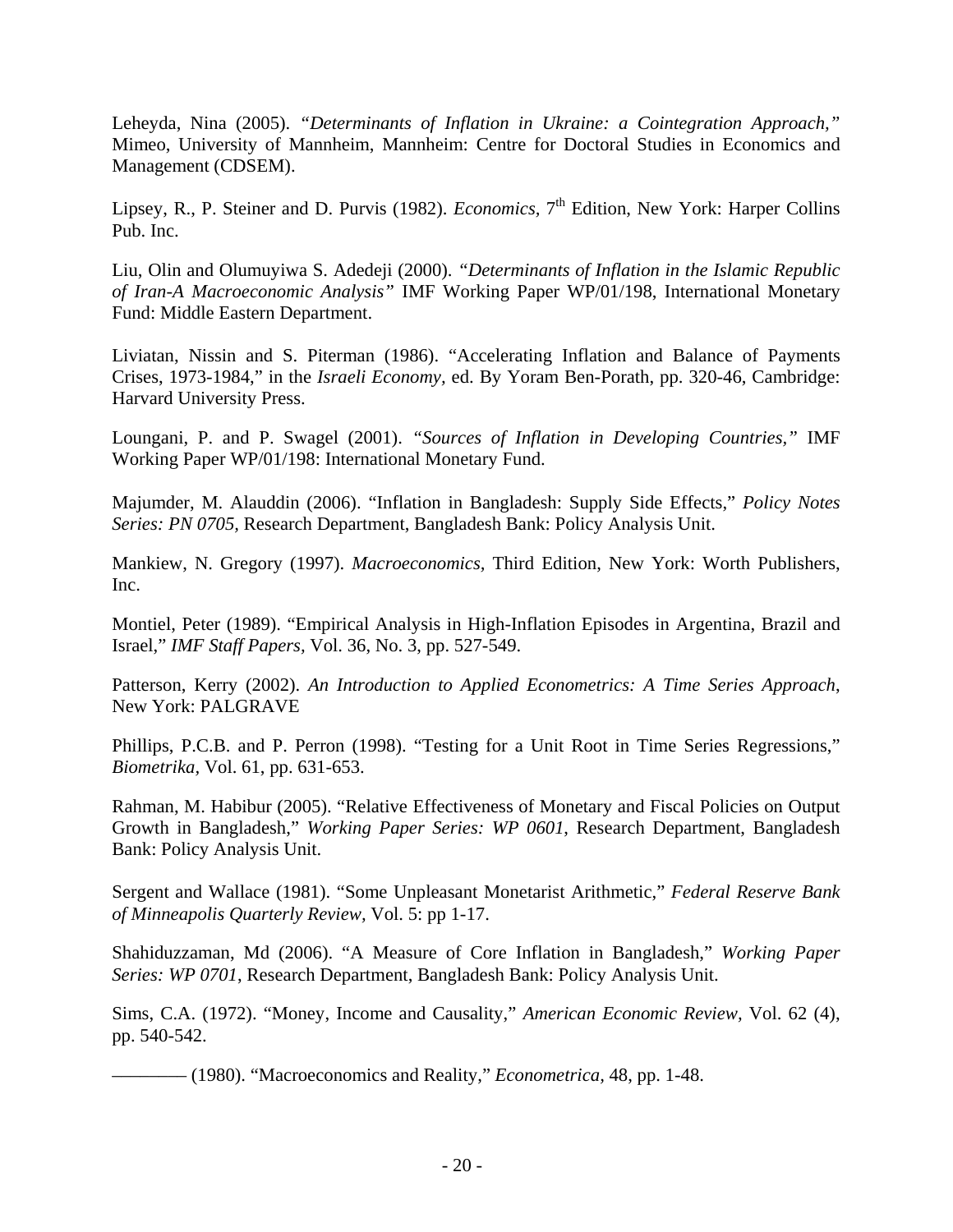Leheyda, Nina (2005). *"Determinants of Inflation in Ukraine: a Cointegration Approach,"* Mimeo, University of Mannheim, Mannheim: Centre for Doctoral Studies in Economics and Management (CDSEM).

Lipsey, R., P. Steiner and D. Purvis (1982). *Economics,* 7th Edition, New York: Harper Collins Pub. Inc.

Liu, Olin and Olumuyiwa S. Adedeji (2000). *"Determinants of Inflation in the Islamic Republic of Iran-A Macroeconomic Analysis"* IMF Working Paper WP/01/198, International Monetary Fund: Middle Eastern Department.

Liviatan, Nissin and S. Piterman (1986). "Accelerating Inflation and Balance of Payments Crises, 1973-1984," in the *Israeli Economy,* ed. By Yoram Ben-Porath, pp. 320-46, Cambridge: Harvard University Press.

Loungani, P. and P. Swagel (2001). *"Sources of Inflation in Developing Countries,"* IMF Working Paper WP/01/198: International Monetary Fund.

Majumder, M. Alauddin (2006). "Inflation in Bangladesh: Supply Side Effects," *Policy Notes Series: PN 0705,* Research Department, Bangladesh Bank: Policy Analysis Unit.

Mankiew, N. Gregory (1997). *Macroeconomics,* Third Edition, New York: Worth Publishers, Inc.

Montiel, Peter (1989). "Empirical Analysis in High-Inflation Episodes in Argentina, Brazil and Israel," *IMF Staff Papers,* Vol. 36, No. 3, pp. 527-549.

Patterson, Kerry (2002). *An Introduction to Applied Econometrics: A Time Series Approach*, New York: PALGRAVE

Phillips, P.C.B. and P. Perron (1998). "Testing for a Unit Root in Time Series Regressions," *Biometrika*, Vol. 61, pp. 631-653.

Rahman, M. Habibur (2005). "Relative Effectiveness of Monetary and Fiscal Policies on Output Growth in Bangladesh," *Working Paper Series: WP 0601*, Research Department, Bangladesh Bank: Policy Analysis Unit.

Sergent and Wallace (1981). "Some Unpleasant Monetarist Arithmetic," *Federal Reserve Bank of Minneapolis Quarterly Review,* Vol. 5: pp 1-17.

Shahiduzzaman, Md (2006). "A Measure of Core Inflation in Bangladesh," *Working Paper Series: WP 0701*, Research Department, Bangladesh Bank: Policy Analysis Unit.

Sims, C.A. (1972). "Money, Income and Causality," *American Economic Review,* Vol. 62 (4), pp. 540-542.

———— (1980). "Macroeconomics and Reality," *Econometrica,* 48, pp. 1-48.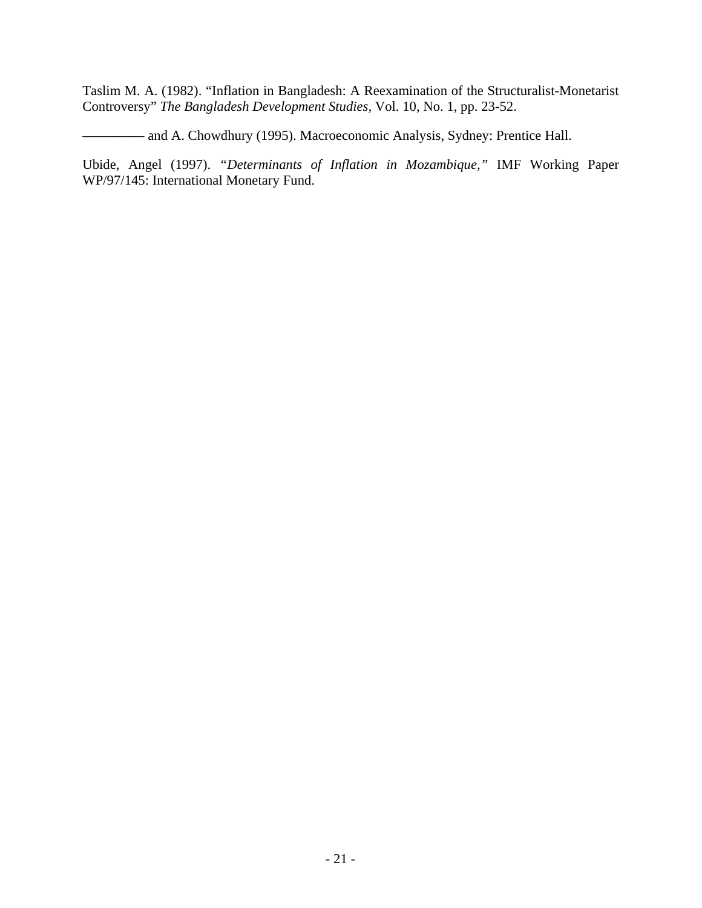Taslim M. A. (1982). "Inflation in Bangladesh: A Reexamination of the Structuralist-Monetarist Controversy" *The Bangladesh Development Studies*, Vol. 10, No. 1, pp. 23-52.

————— and A. Chowdhury (1995). Macroeconomic Analysis, Sydney: Prentice Hall.

Ubide, Angel (1997). *"Determinants of Inflation in Mozambique,"* IMF Working Paper WP/97/145: International Monetary Fund.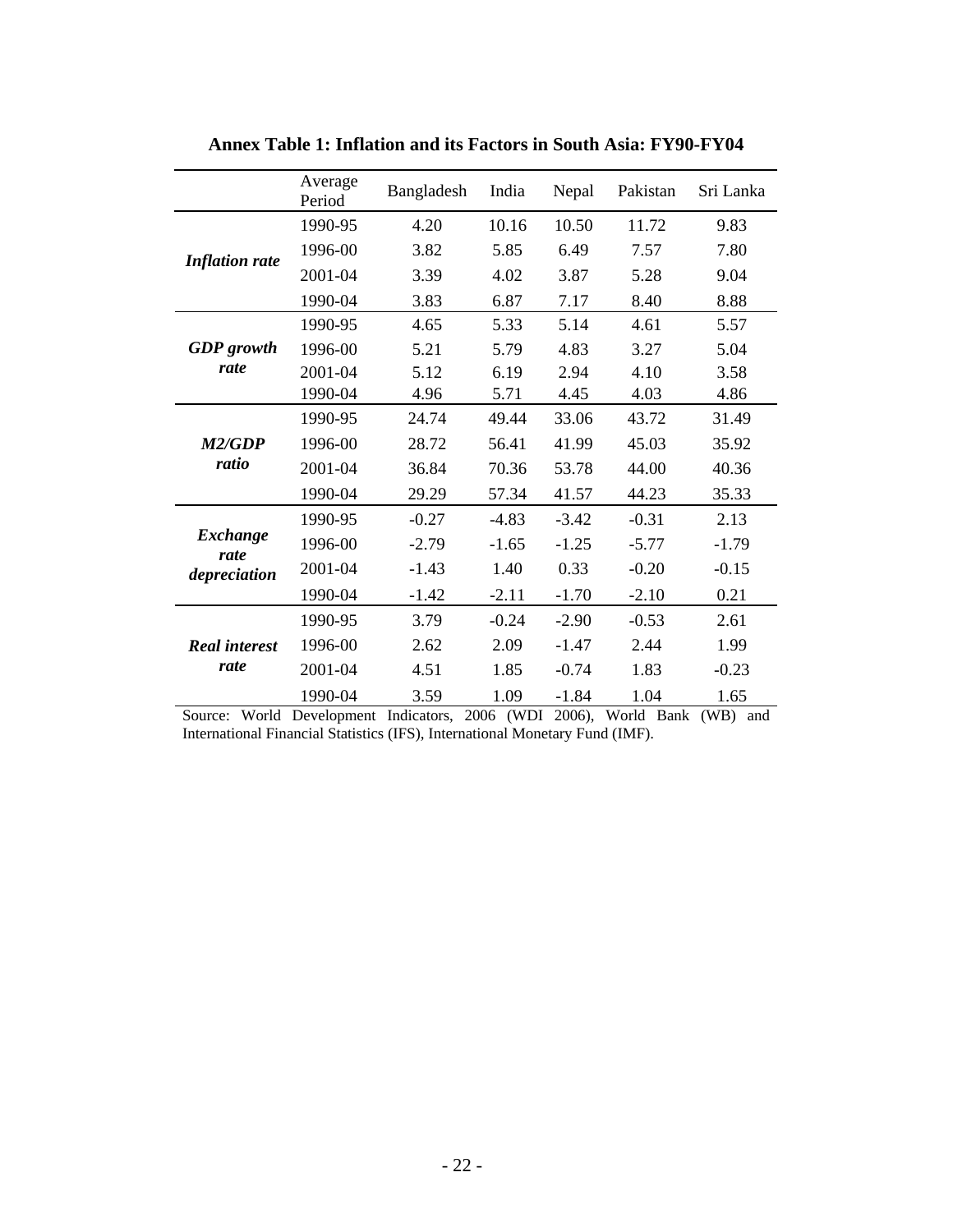**Annex Table 1: Inflation and its Factors in South Asia: FY90-FY04**

| | Average Period | Bangladesh | India | Nepal | Pakistan | Sri Lanka |
|---|---|---|---|---|---|---|
| ***Inflation rate*** | 1990-95 | 4.20 | 10.16 | 10.50 | 11.72 | 9.83 |
| | 1996-00 | 3.82 | 5.85 | 6.49 | 7.57 | 7.80 |
| | 2001-04 | 3.39 | 4.02 | 3.87 | 5.28 | 9.04 |
| | 1990-04 | 3.83 | 6.87 | 7.17 | 8.40 | 8.88 |
| ***GDP growth rate*** | 1990-95 | 4.65 | 5.33 | 5.14 | 4.61 | 5.57 |
| | 1996-00 | 5.21 | 5.79 | 4.83 | 3.27 | 5.04 |
| | 2001-04 | 5.12 | 6.19 | 2.94 | 4.10 | 3.58 |
| | 1990-04 | 4.96 | 5.71 | 4.45 | 4.03 | 4.86 |
| ***M2/GDP ratio*** | 1990-95 | 24.74 | 49.44 | 33.06 | 43.72 | 31.49 |
| | 1996-00 | 28.72 | 56.41 | 41.99 | 45.03 | 35.92 |
| | 2001-04 | 36.84 | 70.36 | 53.78 | 44.00 | 40.36 |
| | 1990-04 | 29.29 | 57.34 | 41.57 | 44.23 | 35.33 |
| ***Exchange rate depreciation*** | 1990-95 | -0.27 | -4.83 | -3.42 | -0.31 | 2.13 |
| | 1996-00 | -2.79 | -1.65 | -1.25 | -5.77 | -1.79 |
| | 2001-04 | -1.43 | 1.40 | 0.33 | -0.20 | -0.15 |
| | 1990-04 | -1.42 | -2.11 | -1.70 | -2.10 | 0.21 |
| ***Real interest rate*** | 1990-95 | 3.79 | -0.24 | -2.90 | -0.53 | 2.61 |
| | 1996-00 | 2.62 | 2.09 | -1.47 | 2.44 | 1.99 |
| | 2001-04 | 4.51 | 1.85 | -0.74 | 1.83 | -0.23 |
| | 1990-04 | 3.59 | 1.09 | -1.84 | 1.04 | 1.65 |

Source: World Development Indicators, 2006 (WDI 2006), World Bank (WB) and International Financial Statistics (IFS), International Monetary Fund (IMF).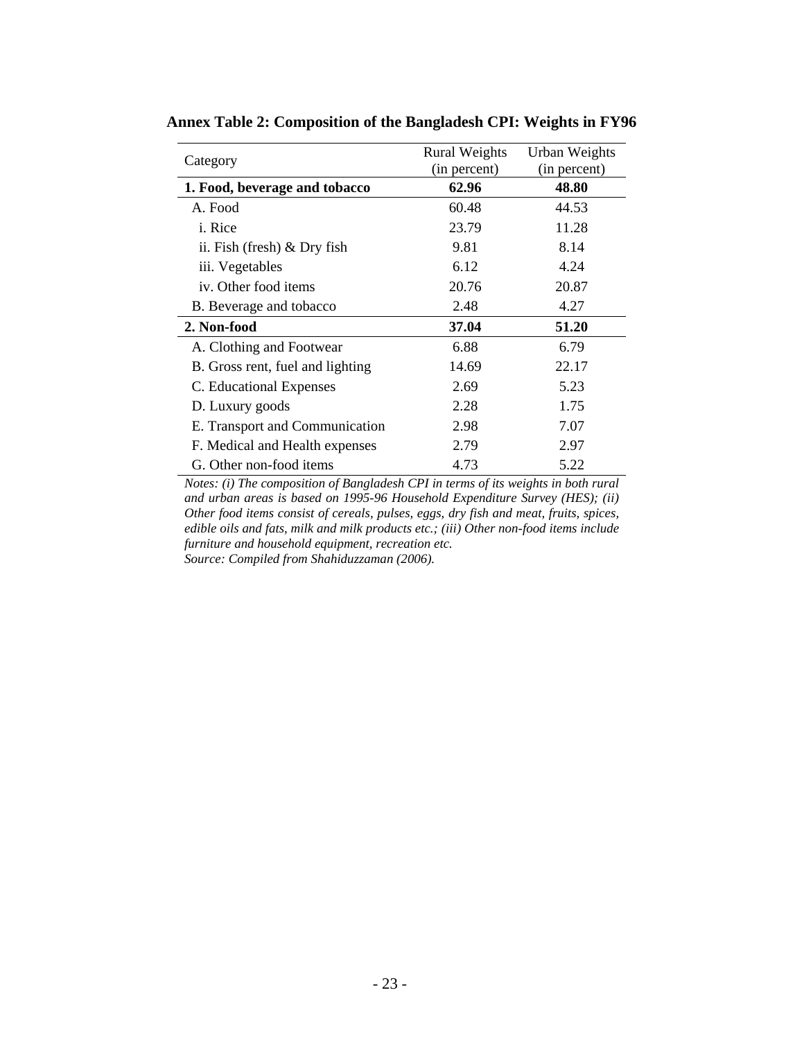**Annex Table 2: Composition of the Bangladesh CPI: Weights in FY96**

| Category | Rural Weights (in percent) | Urban Weights (in percent) |
|---|---|---|
| **1. Food, beverage and tobacco** | **62.96** | **48.80** |
| A. Food | 60.48 | 44.53 |
| i. Rice | 23.79 | 11.28 |
| ii. Fish (fresh) & Dry fish | 9.81 | 8.14 |
| iii. Vegetables | 6.12 | 4.24 |
| iv. Other food items | 20.76 | 20.87 |
| B. Beverage and tobacco | 2.48 | 4.27 |
| **2. Non-food** | **37.04** | **51.20** |
| A. Clothing and Footwear | 6.88 | 6.79 |
| B. Gross rent, fuel and lighting | 14.69 | 22.17 |
| C. Educational Expenses | 2.69 | 5.23 |
| D. Luxury goods | 2.28 | 1.75 |
| E. Transport and Communication | 2.98 | 7.07 |
| F. Medical and Health expenses | 2.79 | 2.97 |
| G. Other non-food items | 4.73 | 5.22 |

*Notes: (i) The composition of Bangladesh CPI in terms of its weights in both rural and urban areas is based on 1995-96 Household Expenditure Survey (HES); (ii) Other food items consist of cereals, pulses, eggs, dry fish and meat, fruits, spices, edible oils and fats, milk and milk products etc.; (iii) Other non-food items include furniture and household equipment, recreation etc.*

*Source: Compiled from Shahiduzzaman (2006).*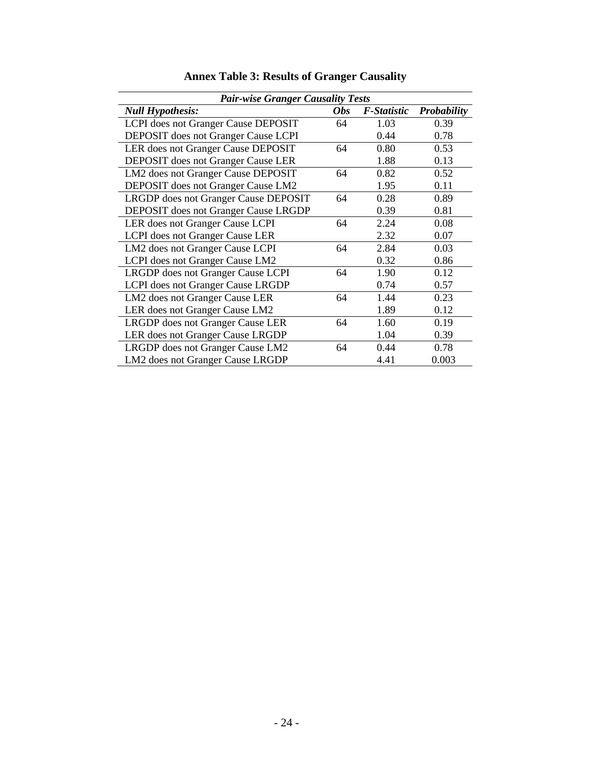**Annex Table 3: Results of Granger Causality**

| *Pair-wise Granger Causality Tests* | | | |
|---|---|---|---|
| ***Null Hypothesis:*** | ***Obs*** | ***F-Statistic*** | ***Probability*** |
| LCPI does not Granger Cause DEPOSIT | 64 | 1.03 | 0.39 |
| DEPOSIT does not Granger Cause LCPI | | 0.44 | 0.78 |
| LER does not Granger Cause DEPOSIT | 64 | 0.80 | 0.53 |
| DEPOSIT does not Granger Cause LER | | 1.88 | 0.13 |
| LM2 does not Granger Cause DEPOSIT | 64 | 0.82 | 0.52 |
| DEPOSIT does not Granger Cause LM2 | | 1.95 | 0.11 |
| LRGDP does not Granger Cause DEPOSIT | 64 | 0.28 | 0.89 |
| DEPOSIT does not Granger Cause LRGDP | | 0.39 | 0.81 |
| LER does not Granger Cause LCPI | 64 | 2.24 | 0.08 |
| LCPI does not Granger Cause LER | | 2.32 | 0.07 |
| LM2 does not Granger Cause LCPI | 64 | 2.84 | 0.03 |
| LCPI does not Granger Cause LM2 | | 0.32 | 0.86 |
| LRGDP does not Granger Cause LCPI | 64 | 1.90 | 0.12 |
| LCPI does not Granger Cause LRGDP | | 0.74 | 0.57 |
| LM2 does not Granger Cause LER | 64 | 1.44 | 0.23 |
| LER does not Granger Cause LM2 | | 1.89 | 0.12 |
| LRGDP does not Granger Cause LER | 64 | 1.60 | 0.19 |
| LER does not Granger Cause LRGDP | | 1.04 | 0.39 |
| LRGDP does not Granger Cause LM2 | 64 | 0.44 | 0.78 |
| LM2 does not Granger Cause LRGDP | | 4.41 | 0.003 |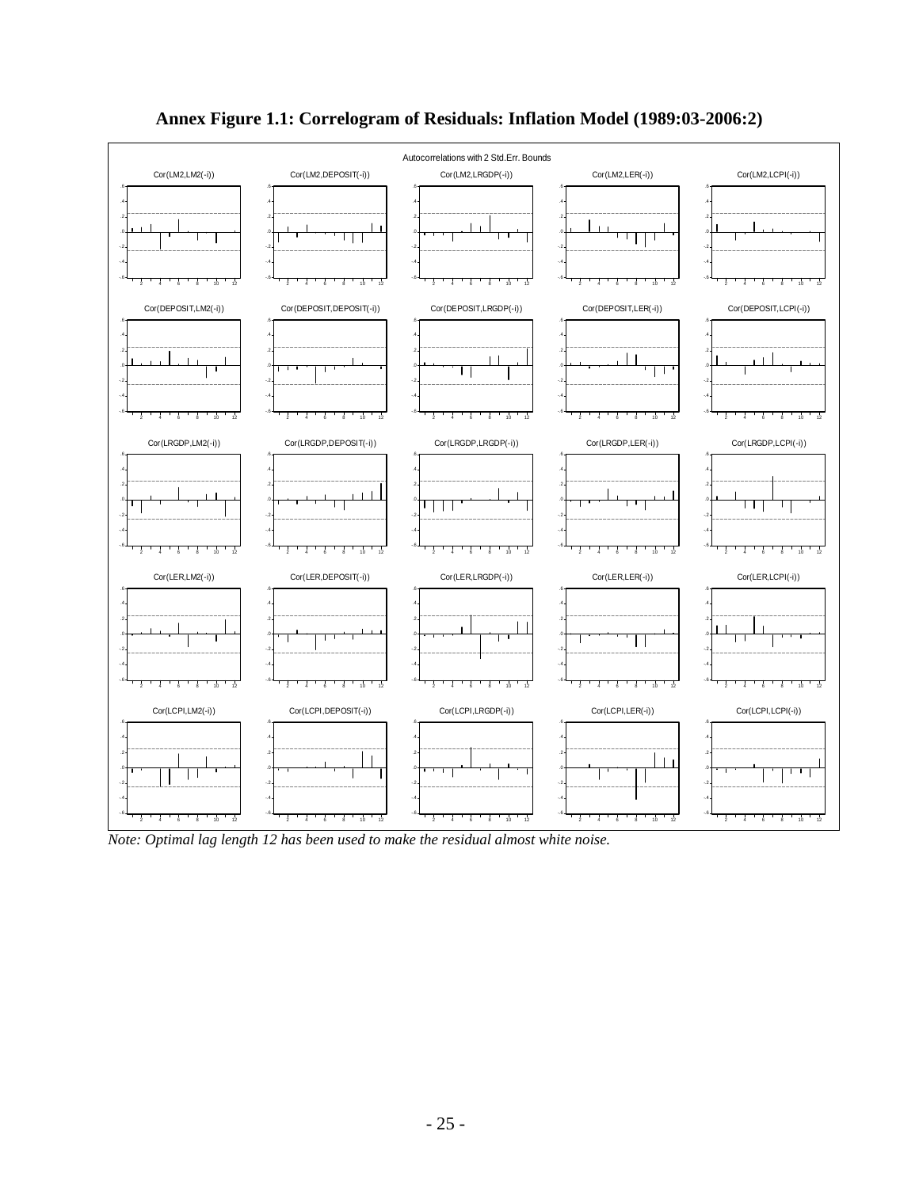**Annex Figure 1.1: Correlogram of Residuals: Inflation Model (1989:03-2006:2)**

*Note: Optimal lag length 12 has been used to make the residual almost white noise.*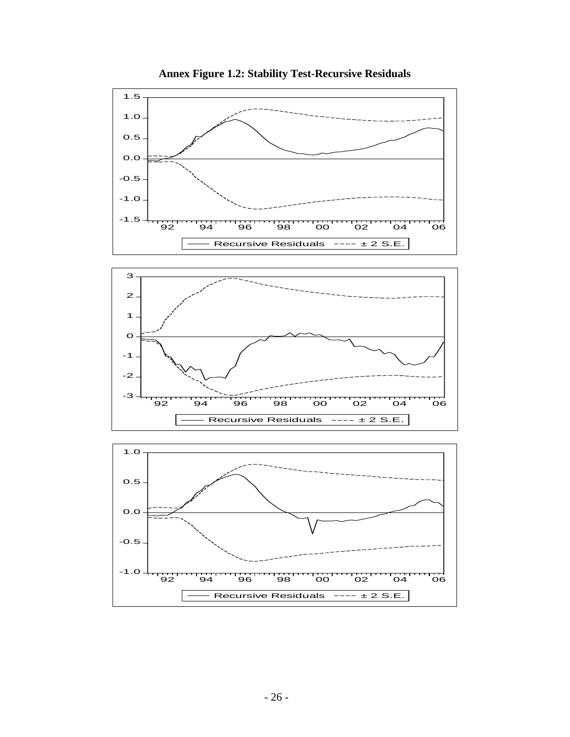**Annex Figure 1.2: Stability Test-Recursive Residuals**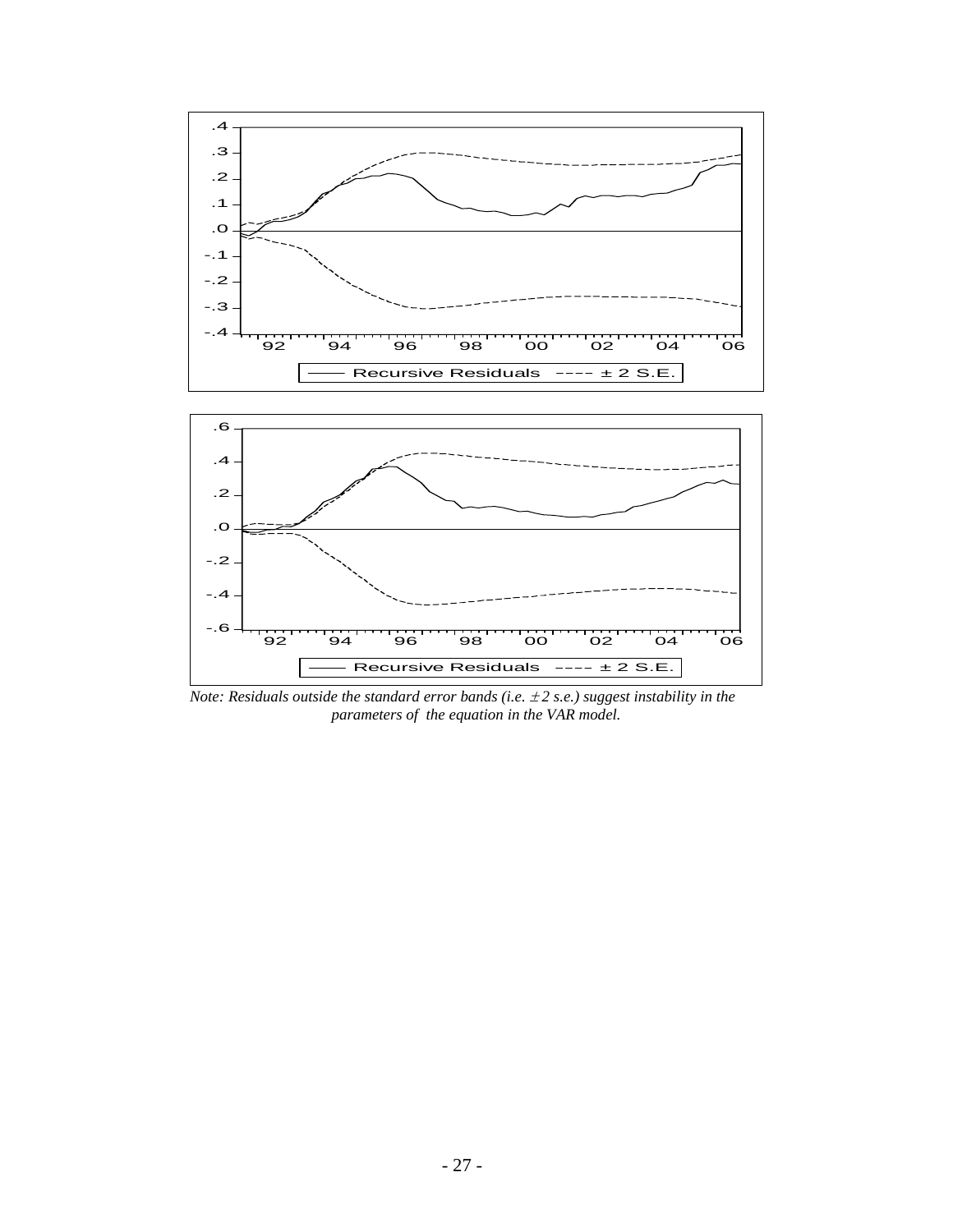.4
.3
.2
.1
.0
-.1
-.2
-.3
-.4

92 94 96 98 00 02 04 06

Recursive Residuals ---- ± 2 S.E.

.6
.4
.2
.0
-.2
-.4
-.6

92 94 96 98 00 02 04 06

Recursive Residuals ---- ± 2 S.E.

*Note: Residuals outside the standard error bands (i.e. ± 2 s.e.) suggest instability in the parameters of the equation in the VAR model.*